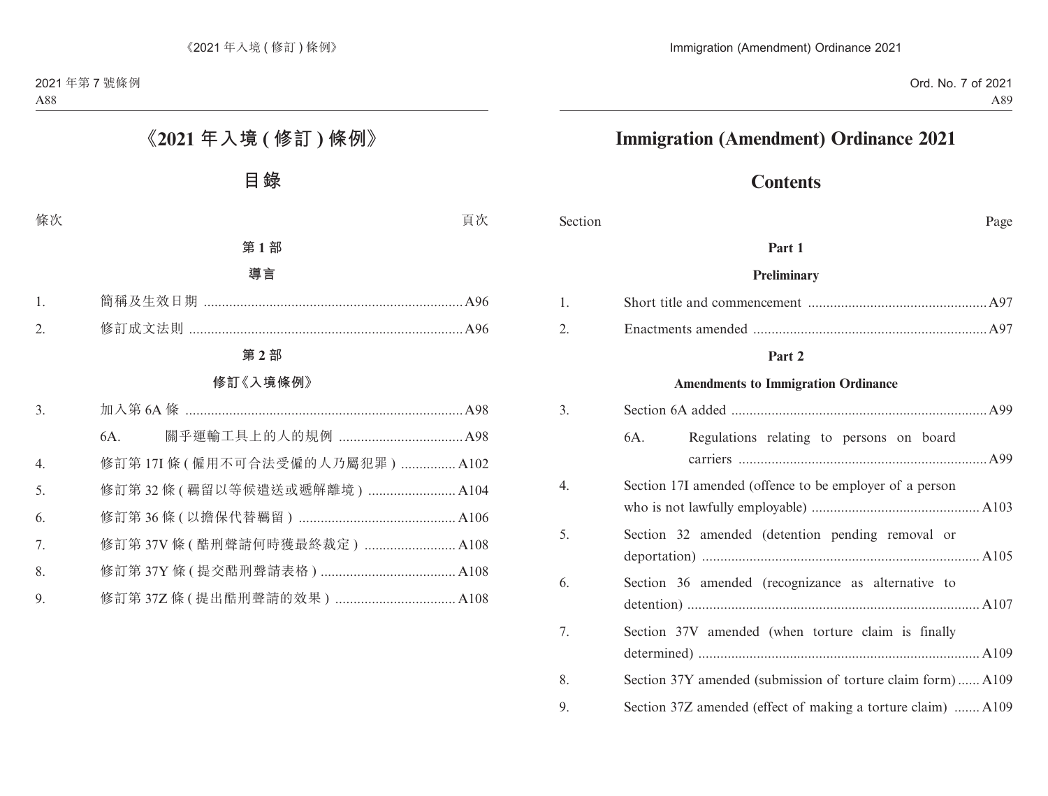# 《2021 年入境 ( 修訂 ) 條例》

## 目錄

| 條次 | | 頁次 |
|---|---|---|
| | **第 1 部** | |
| | **導言** | |
| 1. | 簡稱及生效日期 | A96 |
| 2. | 修訂成文法則 | A96 |
| | **第 2 部** | |
| | **修訂《入境條例》** | |
| 3. | 加入第 6A 條 | A98 |
| | 6A. 關乎運輸工具上的人的規例 | A98 |
| 4. | 修訂第 17I 條 ( 僱用不可合法受僱的人乃屬犯罪 ) | A102 |
| 5. | 修訂第 32 條 ( 羈留以等候遣送或遞解離境 ) | A104 |
| 6. | 修訂第 36 條 ( 以擔保代替羈留 ) | A106 |
| 7. | 修訂第 37V 條 ( 酷刑聲請何時獲最終裁定 ) | A108 |
| 8. | 修訂第 37Y 條 ( 提交酷刑聲請表格 ) | A108 |
| 9. | 修訂第 37Z 條 ( 提出酷刑聲請的效果 ) | A108 |

# Immigration (Amendment) Ordinance 2021

## Contents

| Section | | Page |
|---|---|---|
| | **Part 1** | |
| | **Preliminary** | |
| 1. | Short title and commencement | A97 |
| 2. | Enactments amended | A97 |
| | **Part 2** | |
| | **Amendments to Immigration Ordinance** | |
| 3. | Section 6A added | A99 |
| | 6A. Regulations relating to persons on board carriers | A99 |
| 4. | Section 17I amended (offence to be employer of a person who is not lawfully employable) | A103 |
| 5. | Section 32 amended (detention pending removal or deportation) | A105 |
| 6. | Section 36 amended (recognizance as alternative to detention) | A107 |
| 7. | Section 37V amended (when torture claim is finally determined) | A109 |
| 8. | Section 37Y amended (submission of torture claim form) | A109 |
| 9. | Section 37Z amended (effect of making a torture claim) | A109 |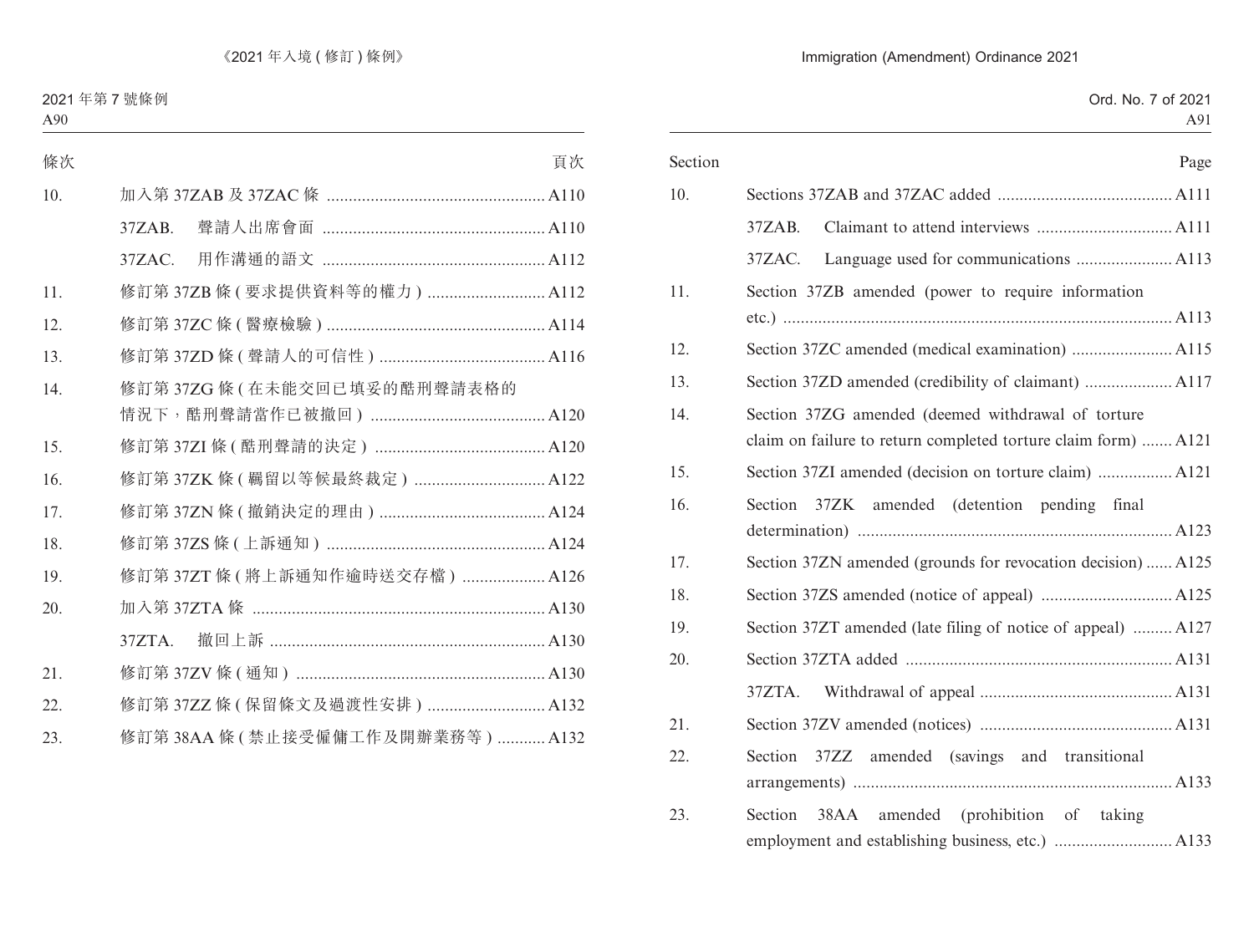| 條次 | | 頁次 |
|---|---|---|
| 10. | 加入第 37ZAB 及 37ZAC 條 | A110 |
| | 37ZAB. 聲請人出席會面 | A110 |
| | 37ZAC. 用作溝通的語文 | A112 |
| 11. | 修訂第 37ZB 條 (要求提供資料等的權力) | A112 |
| 12. | 修訂第 37ZC 條 (醫療檢驗) | A114 |
| 13. | 修訂第 37ZD 條 (聲請人的可信性) | A116 |
| 14. | 修訂第 37ZG 條 (在未能交回已填妥的酷刑聲請表格的情況下，酷刑聲請當作已被撤回) | A120 |
| 15. | 修訂第 37ZI 條 (酷刑聲請的決定) | A120 |
| 16. | 修訂第 37ZK 條 (羈留以等候最終裁定) | A122 |
| 17. | 修訂第 37ZN 條 (撤銷決定的理由) | A124 |
| 18. | 修訂第 37ZS 條 (上訴通知) | A124 |
| 19. | 修訂第 37ZT 條 (將上訴通知作逾時送交存檔) | A126 |
| 20. | 加入第 37ZTA 條 | A130 |
| | 37ZTA. 撤回上訴 | A130 |
| 21. | 修訂第 37ZV 條 (通知) | A130 |
| 22. | 修訂第 37ZZ 條 (保留條文及過渡性安排) | A132 |
| 23. | 修訂第 38AA 條 (禁止接受僱傭工作及開辦業務等) | A132 |

| Section | | Page |
|---|---|---|
| 10. | Sections 37ZAB and 37ZAC added | A111 |
| | 37ZAB. Claimant to attend interviews | A111 |
| | 37ZAC. Language used for communications | A113 |
| 11. | Section 37ZB amended (power to require information etc.) | A113 |
| 12. | Section 37ZC amended (medical examination) | A115 |
| 13. | Section 37ZD amended (credibility of claimant) | A117 |
| 14. | Section 37ZG amended (deemed withdrawal of torture claim on failure to return completed torture claim form) | A121 |
| 15. | Section 37ZI amended (decision on torture claim) | A121 |
| 16. | Section 37ZK amended (detention pending final determination) | A123 |
| 17. | Section 37ZN amended (grounds for revocation decision) | A125 |
| 18. | Section 37ZS amended (notice of appeal) | A125 |
| 19. | Section 37ZT amended (late filing of notice of appeal) | A127 |
| 20. | Section 37ZTA added | A131 |
| | 37ZTA. Withdrawal of appeal | A131 |
| 21. | Section 37ZV amended (notices) | A131 |
| 22. | Section 37ZZ amended (savings and transitional arrangements) | A133 |
| 23. | Section 38AA amended (prohibition of taking employment and establishing business, etc.) | A133 |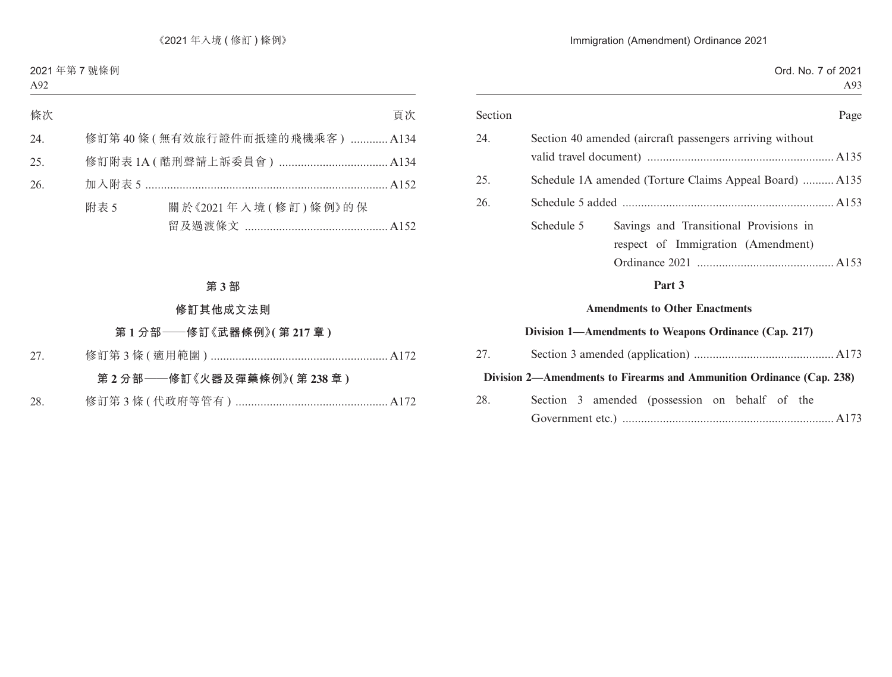| 條次 | | 頁次 |
|---|---|---|
| 24. | 修訂第 40 條 (無有效旅行證件而抵達的飛機乘客) | A134 |
| 25. | 修訂附表 1A (酷刑聲請上訴委員會) | A134 |
| 26. | 加入附表 5 | A152 |
| | 附表 5　關於《2021 年入境 (修訂) 條例》的保留及過渡條文 | A152 |

**第 3 部**

**修訂其他成文法則**

**第 1 分部——修訂《武器條例》(第 217 章)**

| | | |
|---|---|---|
| 27. | 修訂第 3 條 (適用範圍) | A172 |

**第 2 分部——修訂《火器及彈藥條例》(第 238 章)**

| | | |
|---|---|---|
| 28. | 修訂第 3 條 (代政府等管有) | A172 |

| Section | | Page |
|---|---|---|
| 24. | Section 40 amended (aircraft passengers arriving without valid travel document) | A135 |
| 25. | Schedule 1A amended (Torture Claims Appeal Board) | A135 |
| 26. | Schedule 5 added | A153 |
| | Schedule 5　Savings and Transitional Provisions in respect of Immigration (Amendment) Ordinance 2021 | A153 |

**Part 3**

**Amendments to Other Enactments**

**Division 1—Amendments to Weapons Ordinance (Cap. 217)**

| | | |
|---|---|---|
| 27. | Section 3 amended (application) | A173 |

**Division 2—Amendments to Firearms and Ammunition Ordinance (Cap. 238)**

| | | |
|---|---|---|
| 28. | Section 3 amended (possession on behalf of the Government etc.) | A173 |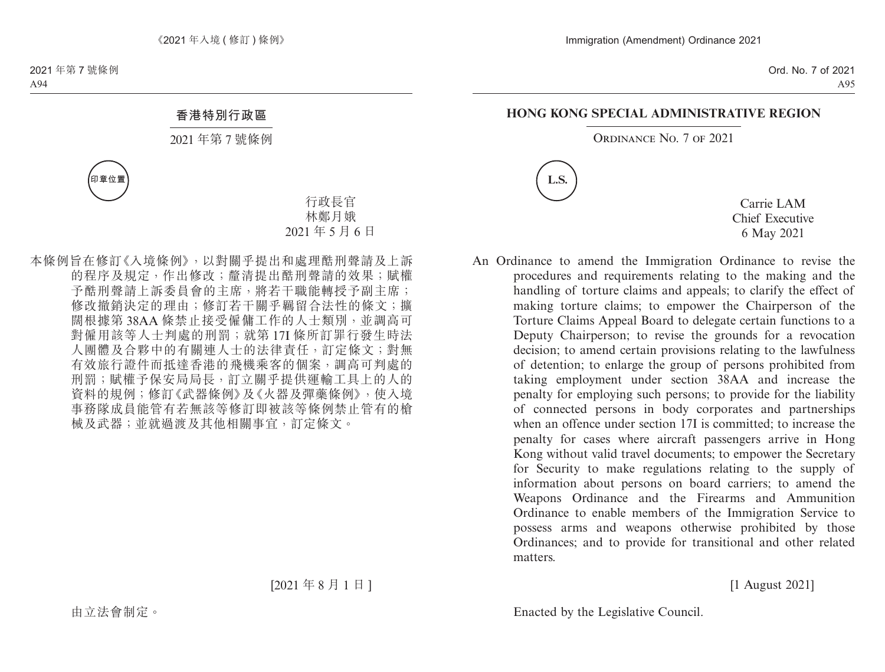## 香港特別行政區

2021 年第 7 號條例

印章位置

行政長官
林鄭月娥
2021 年 5 月 6 日

本條例旨在修訂《入境條例》，以對關乎提出和處理酷刑聲請及上訴的程序及規定，作出修改；釐清提出酷刑聲請的效果；賦權予酷刑聲請上訴委員會的主席，將若干職能轉授予副主席；修改撤銷決定的理由；修訂若干關乎羈留合法性的條文；擴闊根據第 38AA 條禁止接受僱傭工作的人士類別，並調高可對僱用該等人士判處的刑罰；就第 17I 條所訂罪行發生時法人團體及合夥中的有關連人士的法律責任，訂定條文；對無有效旅行證件而抵達香港的飛機乘客的個案，調高可判處的刑罰；賦權予保安局局長，訂立關乎提供運輸工具上的人的資料的規例；修訂《武器條例》及《火器及彈藥條例》，使入境事務隊成員能管有若無該等修訂即被該等條例禁止管有的槍械及武器；並就過渡及其他相關事宜，訂定條文。

[2021 年 8 月 1 日]

由立法會制定。

## HONG KONG SPECIAL ADMINISTRATIVE REGION

ORDINANCE NO. 7 OF 2021

L.S.

Carrie LAM
Chief Executive
6 May 2021

An Ordinance to amend the Immigration Ordinance to revise the procedures and requirements relating to the making and the handling of torture claims and appeals; to clarify the effect of making torture claims; to empower the Chairperson of the Torture Claims Appeal Board to delegate certain functions to a Deputy Chairperson; to revise the grounds for a revocation decision; to amend certain provisions relating to the lawfulness of detention; to enlarge the group of persons prohibited from taking employment under section 38AA and increase the penalty for employing such persons; to provide for the liability of connected persons in body corporates and partnerships when an offence under section 17I is committed; to increase the penalty for cases where aircraft passengers arrive in Hong Kong without valid travel documents; to empower the Secretary for Security to make regulations relating to the supply of information about persons on board carriers; to amend the Weapons Ordinance and the Firearms and Ammunition Ordinance to enable members of the Immigration Service to possess arms and weapons otherwise prohibited by those Ordinances; and to provide for transitional and other related matters.

[1 August 2021]

Enacted by the Legislative Council.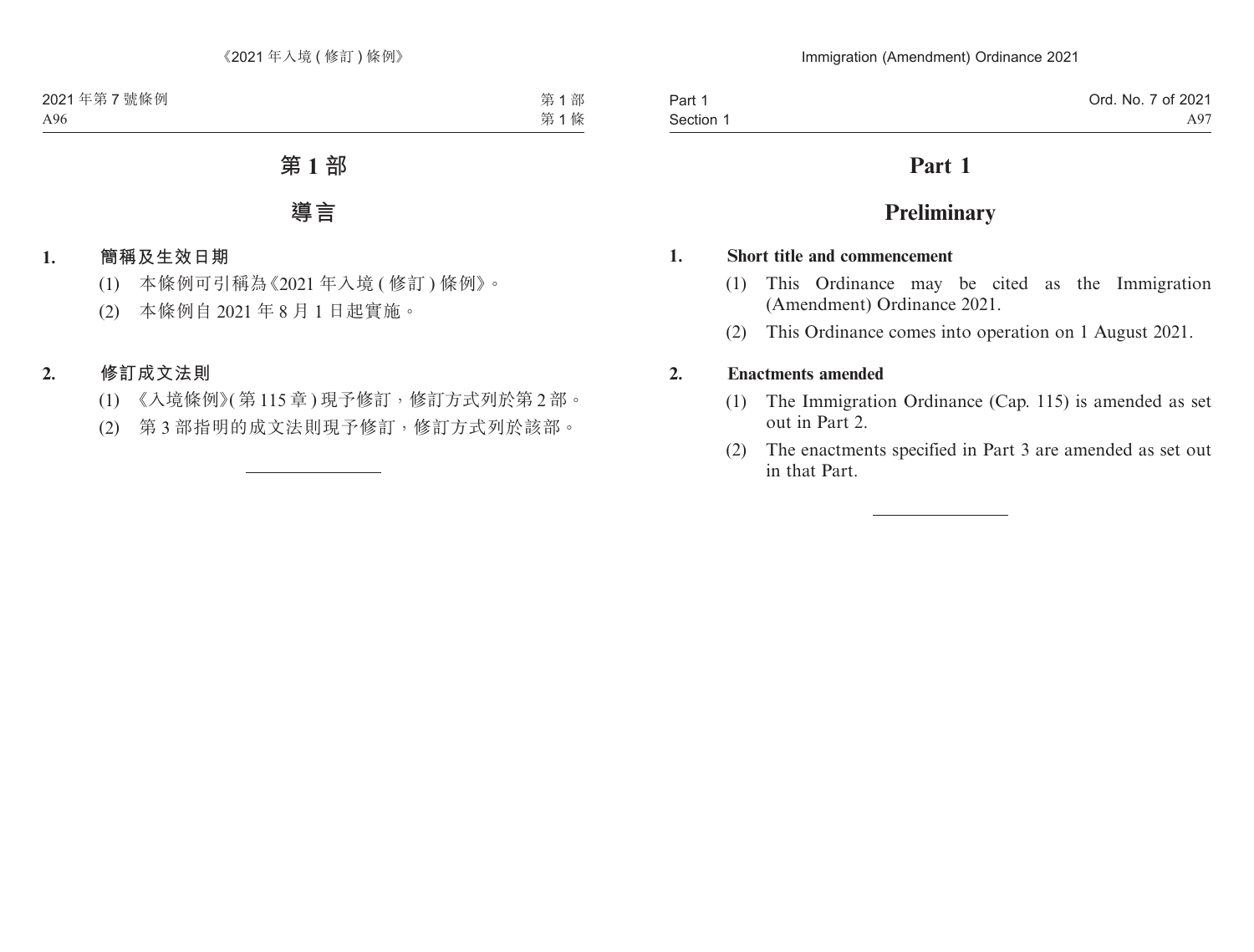# 第 1 部

## 導言

**1. 簡稱及生效日期**

(1) 本條例可引稱為《2021 年入境 ( 修訂 ) 條例》。

(2) 本條例自 2021 年 8 月 1 日起實施。

**2. 修訂成文法則**

(1) 《入境條例》( 第 115 章 ) 現予修訂，修訂方式列於第 2 部。

(2) 第 3 部指明的成文法則現予修訂，修訂方式列於該部。

---

# Part 1

## Preliminary

**1. Short title and commencement**

(1) This Ordinance may be cited as the Immigration (Amendment) Ordinance 2021.

(2) This Ordinance comes into operation on 1 August 2021.

**2. Enactments amended**

(1) The Immigration Ordinance (Cap. 115) is amended as set out in Part 2.

(2) The enactments specified in Part 3 are amended as set out in that Part.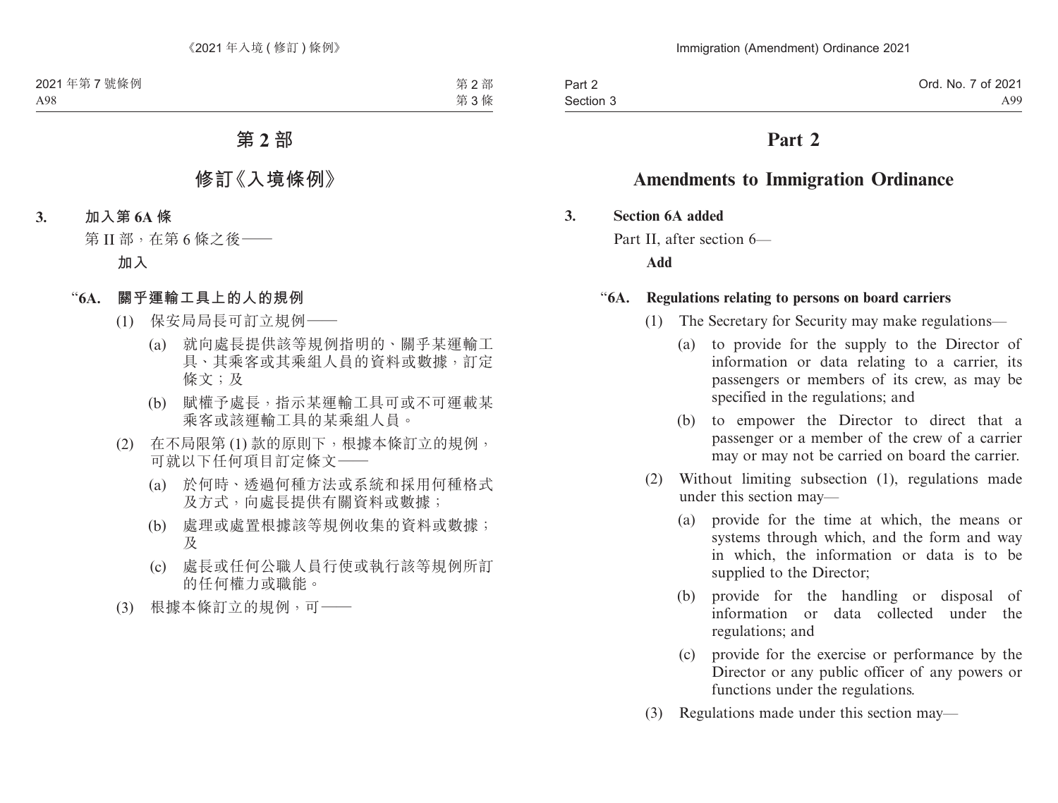# 第 2 部

## 修訂《入境條例》

**3. 加入第 6A 條**

第 II 部，在第 6 條之後——

**加入**

**“6A. 關乎運輸工具上的人的規例**

(1) 保安局局長可訂立規例——

(a) 就向處長提供該等規例指明的、關乎某運輸工具、其乘客或其乘組人員的資料或數據，訂定條文；及

(b) 賦權予處長，指示某運輸工具可或不可運載某乘客或該運輸工具的某乘組人員。

(2) 在不局限第 (1) 款的原則下，根據本條訂立的規例，可就以下任何項目訂定條文——

(a) 於何時、透過何種方法或系統和採用何種格式及方式，向處長提供有關資料或數據；

(b) 處理或處置根據該等規例收集的資料或數據；及

(c) 處長或任何公職人員行使或執行該等規例所訂的任何權力或職能。

(3) 根據本條訂立的規例，可——

# Part 2

## Amendments to Immigration Ordinance

**3. Section 6A added**

Part II, after section 6—

**Add**

**“6A. Regulations relating to persons on board carriers**

(1) The Secretary for Security may make regulations—

(a) to provide for the supply to the Director of information or data relating to a carrier, its passengers or members of its crew, as may be specified in the regulations; and

(b) to empower the Director to direct that a passenger or a member of the crew of a carrier may or may not be carried on board the carrier.

(2) Without limiting subsection (1), regulations made under this section may—

(a) provide for the time at which, the means or systems through which, and the form and way in which, the information or data is to be supplied to the Director;

(b) provide for the handling or disposal of information or data collected under the regulations; and

(c) provide for the exercise or performance by the Director or any public officer of any powers or functions under the regulations.

(3) Regulations made under this section may—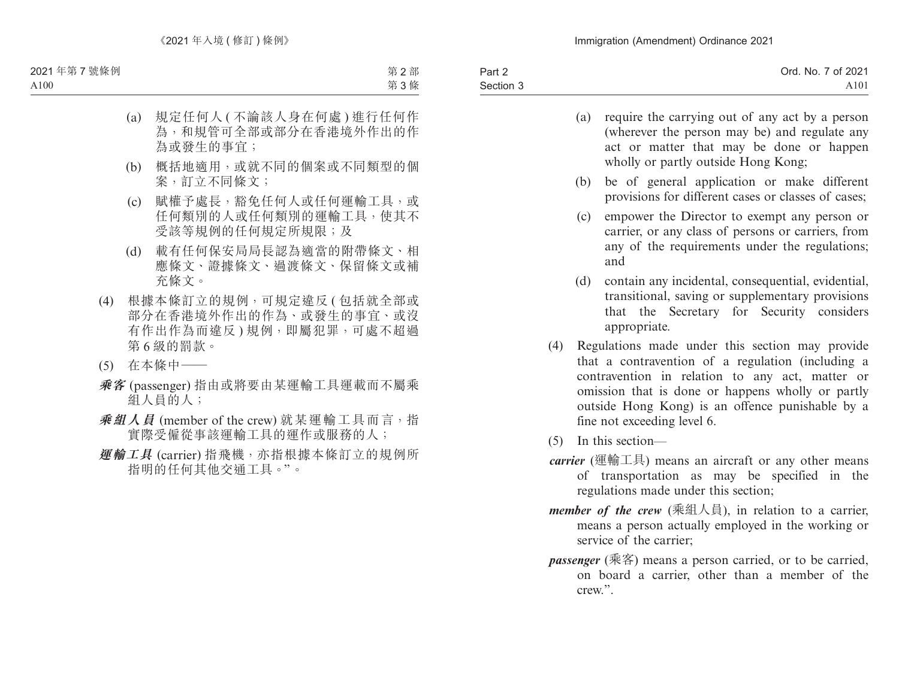(a) 規定任何人 ( 不論該人身在何處 ) 進行任何作為，和規管可全部或部分在香港境外作出的作為或發生的事宜；

(b) 概括地適用，或就不同的個案或不同類型的個案，訂立不同條文；

(c) 賦權予處長，豁免任何人或任何運輸工具，或任何類別的人或任何類別的運輸工具，使其不受該等規例的任何規定所規限；及

(d) 載有任何保安局局長認為適當的附帶條文、相應條文、證據條文、過渡條文、保留條文或補充條文。

(4) 根據本條訂立的規例，可規定違反 ( 包括就全部或部分在香港境外作出的作為、或發生的事宜、或沒有作出作為而違反 ) 規例，即屬犯罪，可處不超過第 6 級的罰款。

(5) 在本條中——

***乘客*** (passenger) 指由或將要由某運輸工具運載而不屬乘組人員的人；

***乘組人員*** (member of the crew) 就某運輸工具而言，指實際受僱從事該運輸工具的運作或服務的人；

***運輸工具*** (carrier) 指飛機，亦指根據本條訂立的規例所指明的任何其他交通工具。”。

(a) require the carrying out of any act by a person (wherever the person may be) and regulate any act or matter that may be done or happen wholly or partly outside Hong Kong;

(b) be of general application or make different provisions for different cases or classes of cases;

(c) empower the Director to exempt any person or carrier, or any class of persons or carriers, from any of the requirements under the regulations; and

(d) contain any incidental, consequential, evidential, transitional, saving or supplementary provisions that the Secretary for Security considers appropriate.

(4) Regulations made under this section may provide that a contravention of a regulation (including a contravention in relation to any act, matter or omission that is done or happens wholly or partly outside Hong Kong) is an offence punishable by a fine not exceeding level 6.

(5) In this section—

***carrier*** (運輸工具) means an aircraft or any other means of transportation as may be specified in the regulations made under this section;

***member of the crew*** (乘組人員), in relation to a carrier, means a person actually employed in the working or service of the carrier;

***passenger*** (乘客) means a person carried, or to be carried, on board a carrier, other than a member of the crew.”.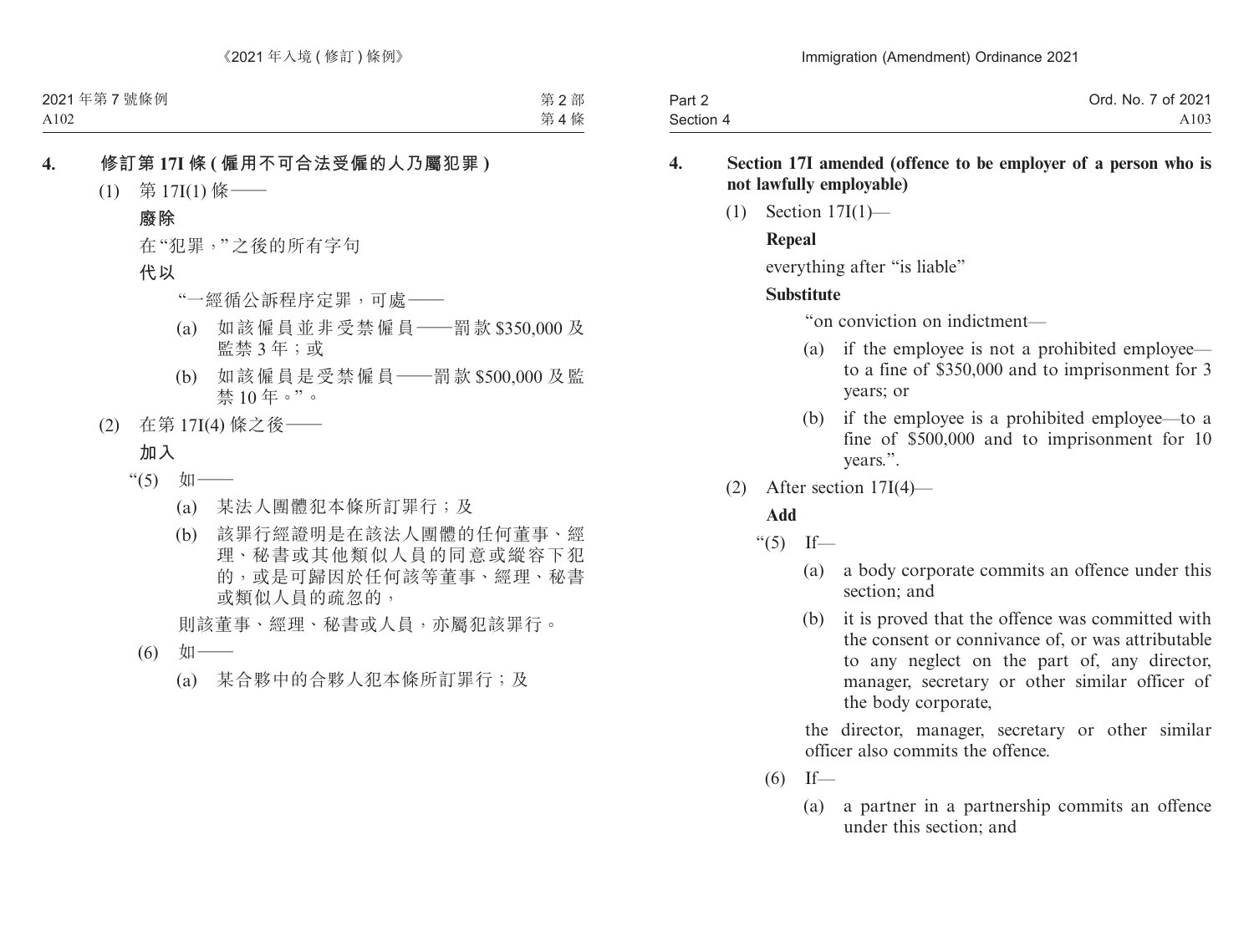## 4. 修訂第 17I 條 (僱用不可合法受僱的人乃屬犯罪)

(1) 第 17I(1) 條——

**廢除**

在“犯罪，”之後的所有字句

**代以**

“一經循公訴程序定罪，可處——

(a) 如該僱員並非受禁僱員——罰款 $350,000 及監禁 3 年；或

(b) 如該僱員是受禁僱員——罰款 $500,000 及監禁 10 年。”。

(2) 在第 17I(4) 條之後——

**加入**

“(5) 如——

(a) 某法人團體犯本條所訂罪行；及

(b) 該罪行經證明是在該法人團體的任何董事、經理、秘書或其他類似人員的同意或縱容下犯的，或是可歸因於任何該等董事、經理、秘書或類似人員的疏忽的，

則該董事、經理、秘書或人員，亦屬犯該罪行。

(6) 如——

(a) 某合夥中的合夥人犯本條所訂罪行；及

## 4. Section 17I amended (offence to be employer of a person who is not lawfully employable)

(1) Section 17I(1)—

**Repeal**

everything after “is liable”

**Substitute**

“on conviction on indictment—

(a) if the employee is not a prohibited employee—to a fine of $350,000 and to imprisonment for 3 years; or

(b) if the employee is a prohibited employee—to a fine of $500,000 and to imprisonment for 10 years.”.

(2) After section 17I(4)—

**Add**

“(5) If—

(a) a body corporate commits an offence under this section; and

(b) it is proved that the offence was committed with the consent or connivance of, or was attributable to any neglect on the part of, any director, manager, secretary or other similar officer of the body corporate,

the director, manager, secretary or other similar officer also commits the offence.

(6) If—

(a) a partner in a partnership commits an offence under this section; and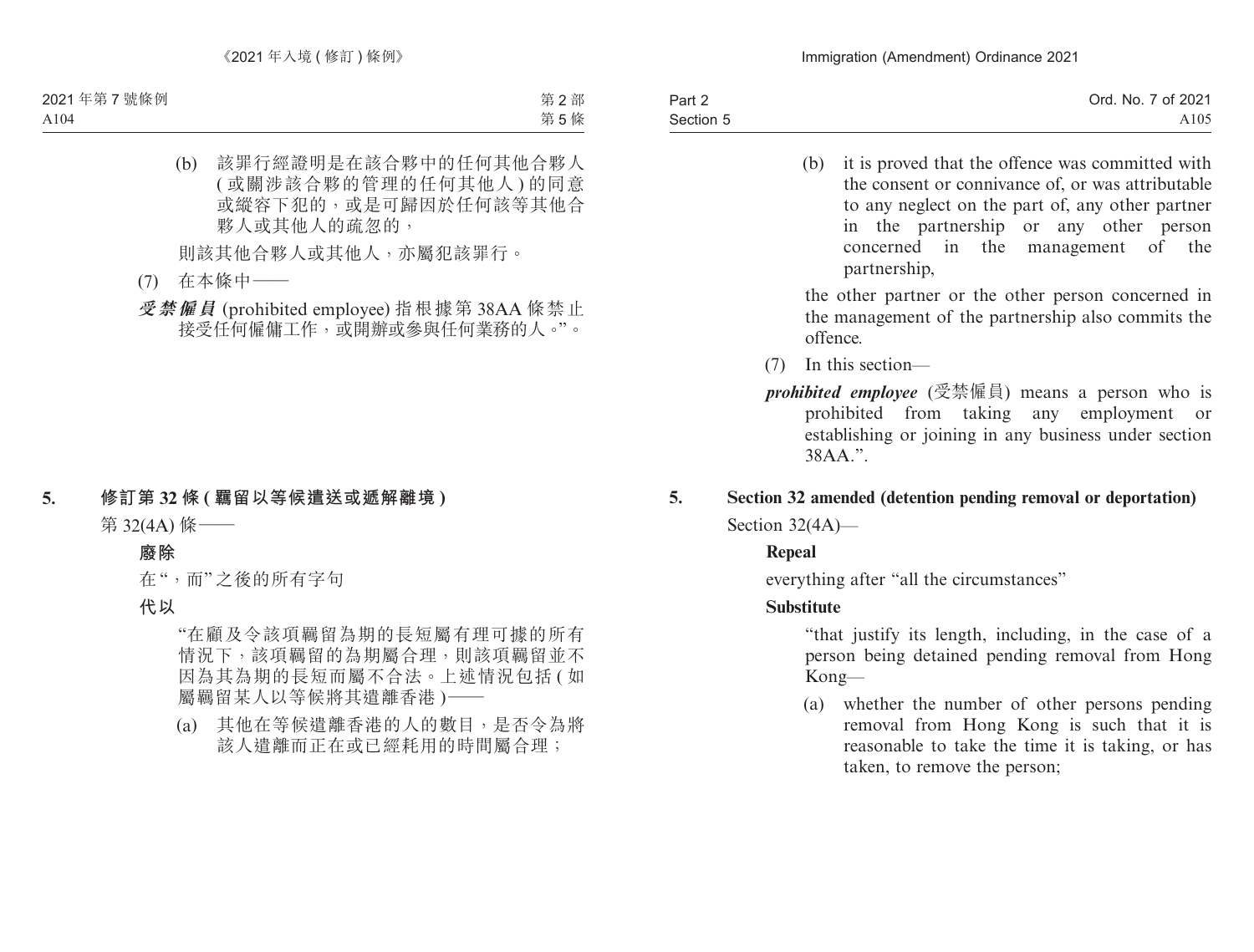(b) 該罪行經證明是在該合夥中的任何其他合夥人(或關涉該合夥的管理的任何其他人)的同意或縱容下犯的，或是可歸因於任何該等其他合夥人或其他人的疏忽的，

則該其他合夥人或其他人，亦屬犯該罪行。

(7) 在本條中——

***受禁僱員*** (prohibited employee) 指根據第 38AA 條禁止接受任何僱傭工作，或開辦或參與任何業務的人。”。

### 5. 修訂第 32 條 (羈留以等候遣送或遞解離境)

第 32(4A) 條——

**廢除**

在“，而”之後的所有字句

**代以**

“在顧及令該項羈留為期的長短屬有理可據的所有情況下，該項羈留的為期屬合理，則該項羈留並不因為其為期的長短而屬不合法。上述情況包括 (如屬羈留某人以等候將其遣離香港)——

(a) 其他在等候遣離香港的人的數目，是否令為將該人遣離而正在或已經耗用的時間屬合理；

---

(b) it is proved that the offence was committed with the consent or connivance of, or was attributable to any neglect on the part of, any other partner in the partnership or any other person concerned in the management of the partnership,

the other partner or the other person concerned in the management of the partnership also commits the offence.

(7) In this section—

***prohibited employee*** (受禁僱員) means a person who is prohibited from taking any employment or establishing or joining in any business under section 38AA.”.

### 5. Section 32 amended (detention pending removal or deportation)

Section 32(4A)—

**Repeal**

everything after “all the circumstances”

**Substitute**

“that justify its length, including, in the case of a person being detained pending removal from Hong Kong—

(a) whether the number of other persons pending removal from Hong Kong is such that it is reasonable to take the time it is taking, or has taken, to remove the person;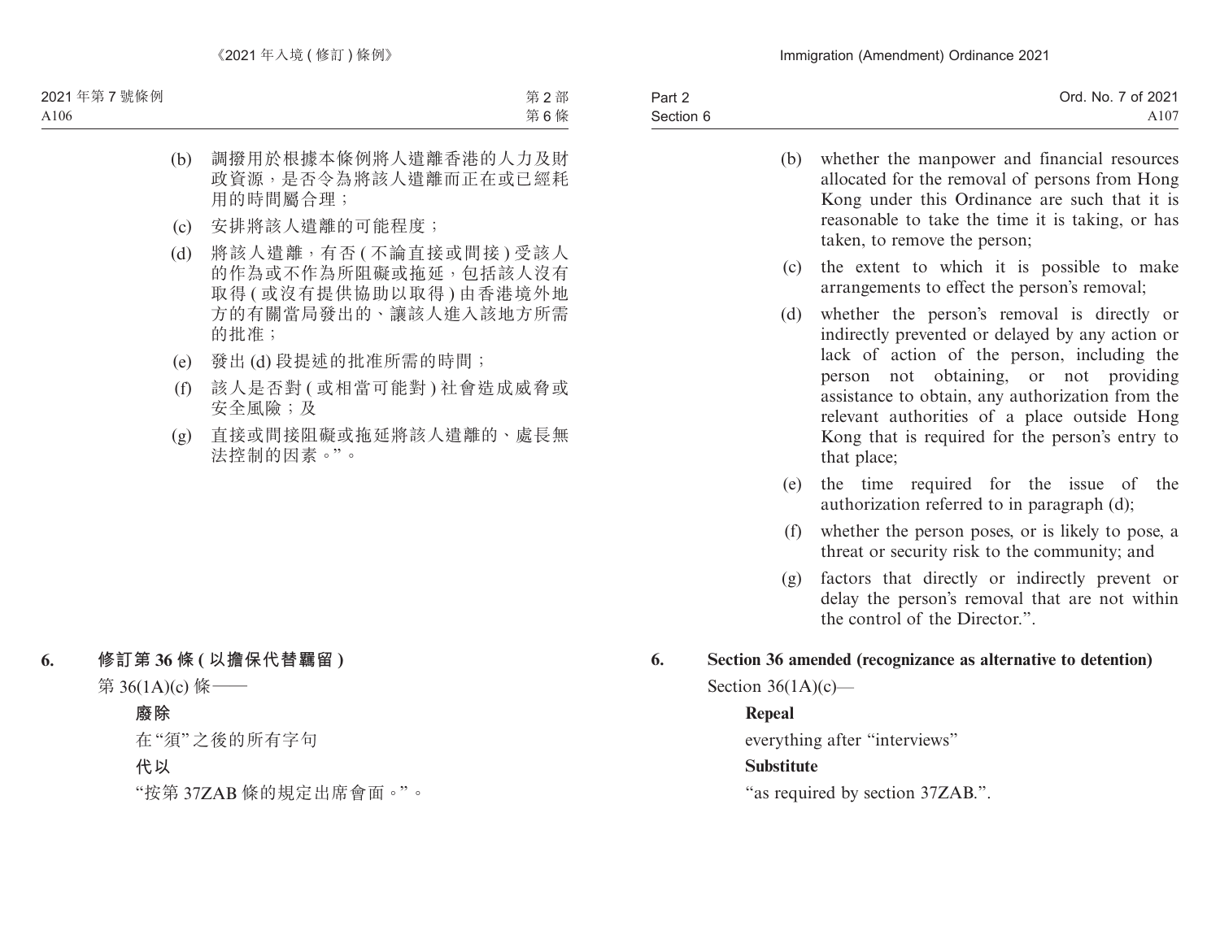(b) 調撥用於根據本條例將人遣離香港的人力及財政資源，是否令為將該人遣離而正在或已經耗用的時間屬合理；

(c) 安排將該人遣離的可能程度；

(d) 將該人遣離，有否 ( 不論直接或間接 ) 受該人的作為或不作為所阻礙或拖延，包括該人沒有取得 ( 或沒有提供協助以取得 ) 由香港境外地方的有關當局發出的、讓該人進入該地方所需的批准；

(e) 發出 (d) 段提述的批准所需的時間；

(f) 該人是否對 ( 或相當可能對 ) 社會造成威脅或安全風險；及

(g) 直接或間接阻礙或拖延將該人遣離的、處長無法控制的因素。”。

**6. 修訂第 36 條 ( 以擔保代替羈留 )**

第 36(1A)(c) 條——

**廢除**

在“須”之後的所有字句

**代以**

“按第 37ZAB 條的規定出席會面。”。

(b) whether the manpower and financial resources allocated for the removal of persons from Hong Kong under this Ordinance are such that it is reasonable to take the time it is taking, or has taken, to remove the person;

(c) the extent to which it is possible to make arrangements to effect the person's removal;

(d) whether the person's removal is directly or indirectly prevented or delayed by any action or lack of action of the person, including the person not obtaining, or not providing assistance to obtain, any authorization from the relevant authorities of a place outside Hong Kong that is required for the person's entry to that place;

(e) the time required for the issue of the authorization referred to in paragraph (d);

(f) whether the person poses, or is likely to pose, a threat or security risk to the community; and

(g) factors that directly or indirectly prevent or delay the person's removal that are not within the control of the Director.”.

**6. Section 36 amended (recognizance as alternative to detention)**

Section 36(1A)(c)—

**Repeal**

everything after “interviews”

**Substitute**

“as required by section 37ZAB.”.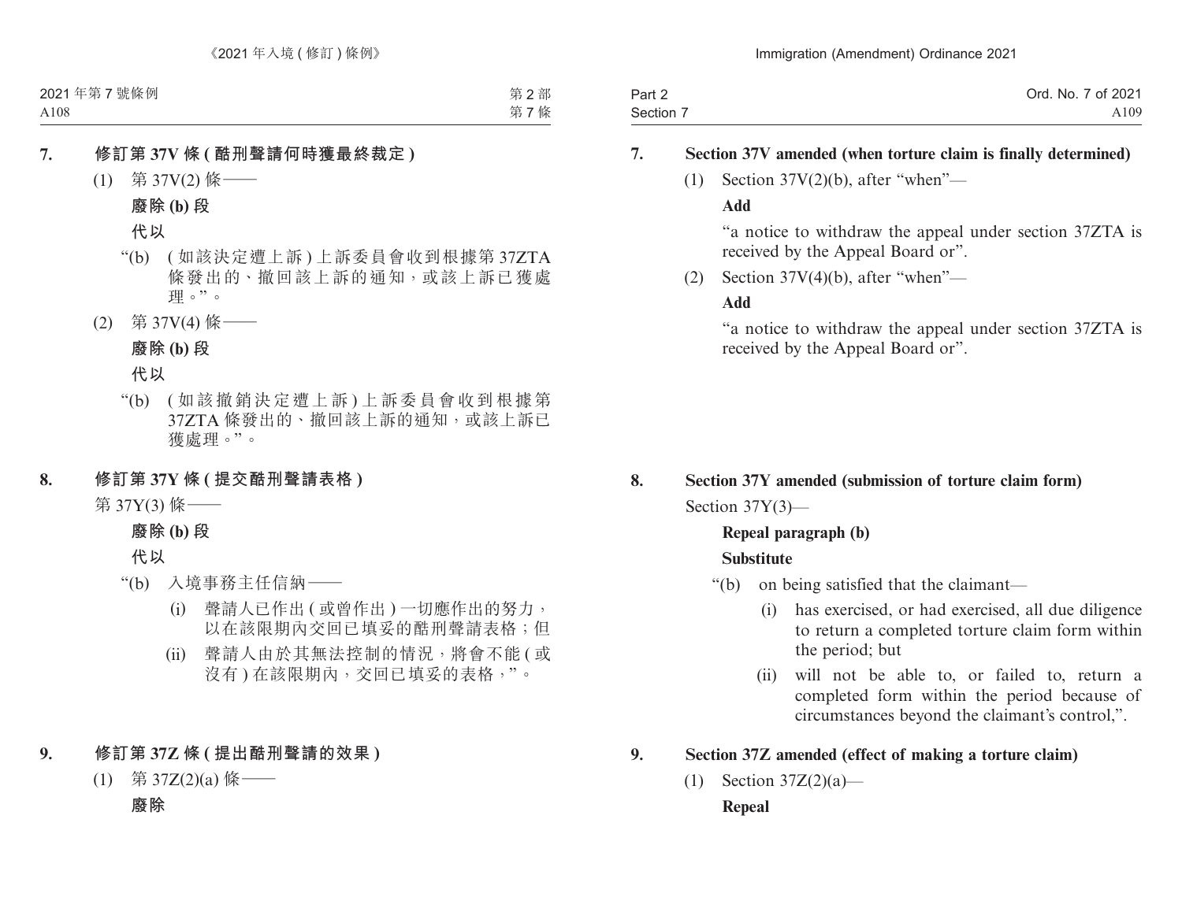**7. 修訂第 37V 條 (酷刑聲請何時獲最終裁定)**

(1) 第 37V(2) 條——

**廢除 (b) 段**

**代以**

“(b) (如該決定遭上訴) 上訴委員會收到根據第 37ZTA 條發出的、撤回該上訴的通知，或該上訴已獲處理。”。

(2) 第 37V(4) 條——

**廢除 (b) 段**

**代以**

“(b) (如該撤銷決定遭上訴) 上訴委員會收到根據第 37ZTA 條發出的、撤回該上訴的通知，或該上訴已獲處理。”。

**8. 修訂第 37Y 條 (提交酷刑聲請表格)**

第 37Y(3) 條——

**廢除 (b) 段**

**代以**

“(b) 入境事務主任信納——

(i) 聲請人已作出 (或曾作出) 一切應作出的努力，以在該限期內交回已填妥的酷刑聲請表格；但

(ii) 聲請人由於其無法控制的情況，將會不能 (或沒有) 在該限期內，交回已填妥的表格，”。

**9. 修訂第 37Z 條 (提出酷刑聲請的效果)**

(1) 第 37Z(2)(a) 條——

**廢除**

**7. Section 37V amended (when torture claim is finally determined)**

(1) Section 37V(2)(b), after “when”—

**Add**

“a notice to withdraw the appeal under section 37ZTA is received by the Appeal Board or”.

(2) Section 37V(4)(b), after “when”—

**Add**

“a notice to withdraw the appeal under section 37ZTA is received by the Appeal Board or”.

**8. Section 37Y amended (submission of torture claim form)**

Section 37Y(3)—

**Repeal paragraph (b)**

**Substitute**

“(b) on being satisfied that the claimant—

(i) has exercised, or had exercised, all due diligence to return a completed torture claim form within the period; but

(ii) will not be able to, or failed to, return a completed form within the period because of circumstances beyond the claimant’s control,”.

**9. Section 37Z amended (effect of making a torture claim)**

(1) Section 37Z(2)(a)—

**Repeal**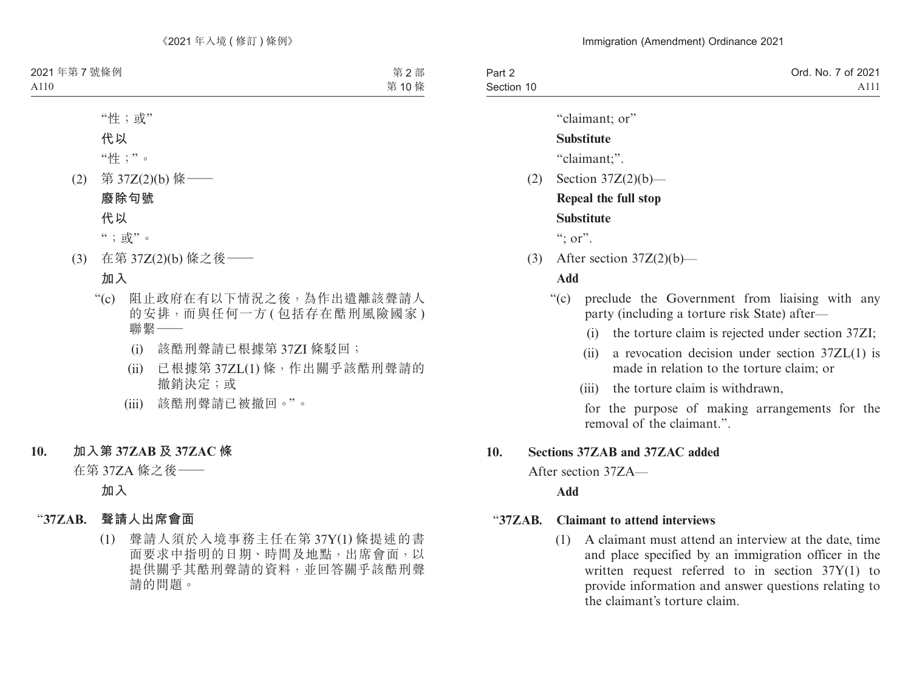"性；或"

**代以**

"性；"。

(2) 第 37Z(2)(b) 條——

**廢除句號**

**代以**

"；或"。

(3) 在第 37Z(2)(b) 條之後——

**加入**

"(c) 阻止政府在有以下情況之後，為作出遣離該聲請人的安排，而與任何一方 (包括存在酷刑風險國家) 聯繫——

(i) 該酷刑聲請已根據第 37ZI 條駁回；

(ii) 已根據第 37ZL(1) 條，作出關乎該酷刑聲請的撤銷決定；或

(iii) 該酷刑聲請已被撤回。"。

## 10. 加入第 37ZAB 及 37ZAC 條

在第 37ZA 條之後——

**加入**

### "37ZAB. 聲請人出席會面

(1) 聲請人須於入境事務主任在第 37Y(1) 條提述的書面要求中指明的日期、時間及地點，出席會面，以提供關乎其酷刑聲請的資料，並回答關乎該酷刑聲請的問題。

---

"claimant; or"

**Substitute**

"claimant;".

(2) Section 37Z(2)(b)—

**Repeal the full stop**

**Substitute**

"; or".

(3) After section 37Z(2)(b)—

**Add**

"(c) preclude the Government from liaising with any party (including a torture risk State) after—

(i) the torture claim is rejected under section 37ZI;

(ii) a revocation decision under section 37ZL(1) is made in relation to the torture claim; or

(iii) the torture claim is withdrawn,

for the purpose of making arrangements for the removal of the claimant.".

## 10. Sections 37ZAB and 37ZAC added

After section 37ZA—

**Add**

### "37ZAB. Claimant to attend interviews

(1) A claimant must attend an interview at the date, time and place specified by an immigration officer in the written request referred to in section 37Y(1) to provide information and answer questions relating to the claimant's torture claim.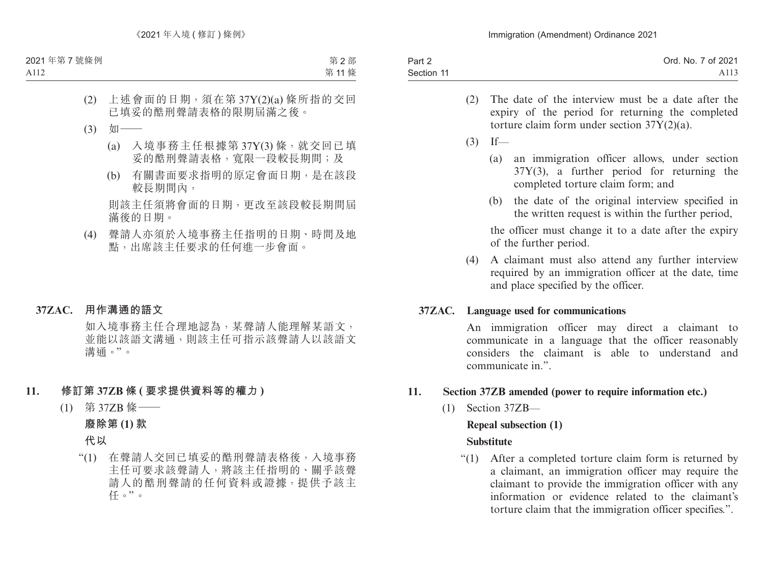(2) 上述會面的日期，須在第 37Y(2)(a) 條所指的交回已填妥的酷刑聲請表格的限期屆滿之後。

(3) 如——

(a) 入境事務主任根據第 37Y(3) 條，就交回已填妥的酷刑聲請表格，寬限一段較長期間；及

(b) 有關書面要求指明的原定會面日期，是在該段較長期間內，

則該主任須將會面的日期，更改至該段較長期間屆滿後的日期。

(4) 聲請人亦須於入境事務主任指明的日期、時間及地點，出席該主任要求的任何進一步會面。

**37ZAC. 用作溝通的語文**

如入境事務主任合理地認為，某聲請人能理解某語文，並能以該語文溝通，則該主任可指示該聲請人以該語文溝通。”。

**11. 修訂第 37ZB 條 (要求提供資料等的權力)**

(1) 第 37ZB 條——

**廢除第 (1) 款**

**代以**

“(1) 在聲請人交回已填妥的酷刑聲請表格後，入境事務主任可要求該聲請人，將該主任指明的、關乎該聲請人的酷刑聲請的任何資料或證據，提供予該主任。”。

(2) The date of the interview must be a date after the expiry of the period for returning the completed torture claim form under section 37Y(2)(a).

(3) If—

(a) an immigration officer allows, under section 37Y(3), a further period for returning the completed torture claim form; and

(b) the date of the original interview specified in the written request is within the further period,

the officer must change it to a date after the expiry of the further period.

(4) A claimant must also attend any further interview required by an immigration officer at the date, time and place specified by the officer.

**37ZAC. Language used for communications**

An immigration officer may direct a claimant to communicate in a language that the officer reasonably considers the claimant is able to understand and communicate in.”.

**11. Section 37ZB amended (power to require information etc.)**

(1) Section 37ZB—

**Repeal subsection (1)**

**Substitute**

“(1) After a completed torture claim form is returned by a claimant, an immigration officer may require the claimant to provide the immigration officer with any information or evidence related to the claimant's torture claim that the immigration officer specifies.”.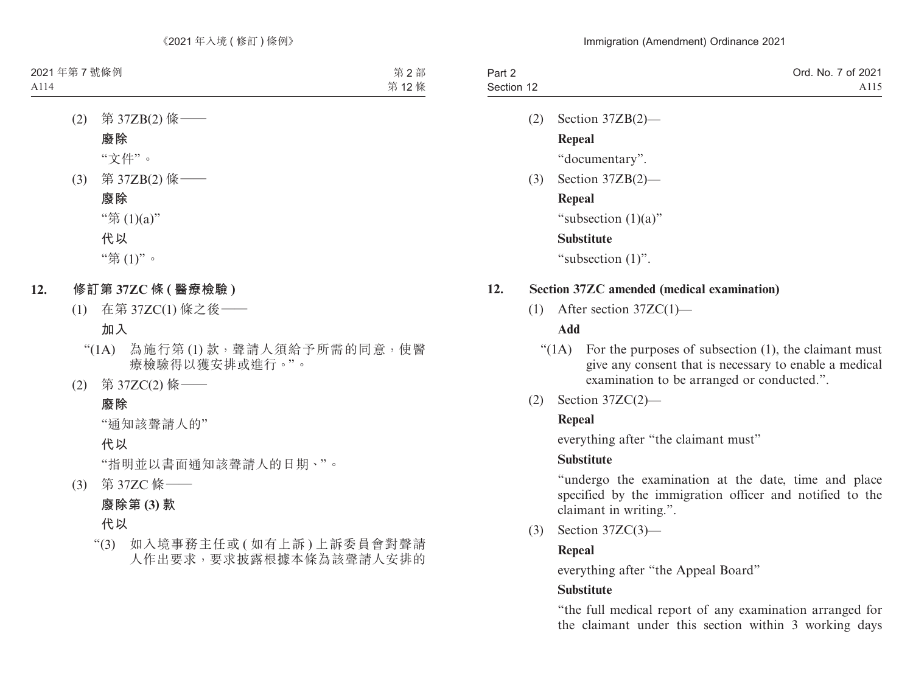(2) 第 37ZB(2) 條——

**廢除**

"文件"。

(3) 第 37ZB(2) 條——

**廢除**

"第 (1)(a)"

**代以**

"第 (1)"。

## 12. 修訂第 37ZC 條 (醫療檢驗)

(1) 在第 37ZC(1) 條之後——

**加入**

"(1A) 為施行第 (1) 款,聲請人須給予所需的同意,使醫療檢驗得以獲安排或進行。"。

(2) 第 37ZC(2) 條——

**廢除**

"通知該聲請人的"

**代以**

"指明並以書面通知該聲請人的日期、"。

(3) 第 37ZC 條——

**廢除第 (3) 款**

**代以**

"(3) 如入境事務主任或 (如有上訴) 上訴委員會對聲請人作出要求,要求披露根據本條為該聲請人安排的

(2) Section 37ZB(2)—

**Repeal**

"documentary".

(3) Section 37ZB(2)—

**Repeal**

"subsection (1)(a)"

**Substitute**

"subsection (1)".

## 12. Section 37ZC amended (medical examination)

(1) After section 37ZC(1)—

**Add**

"(1A) For the purposes of subsection (1), the claimant must give any consent that is necessary to enable a medical examination to be arranged or conducted.".

(2) Section 37ZC(2)—

**Repeal**

everything after "the claimant must"

**Substitute**

"undergo the examination at the date, time and place specified by the immigration officer and notified to the claimant in writing.".

(3) Section 37ZC(3)—

**Repeal**

everything after "the Appeal Board"

**Substitute**

"the full medical report of any examination arranged for the claimant under this section within 3 working days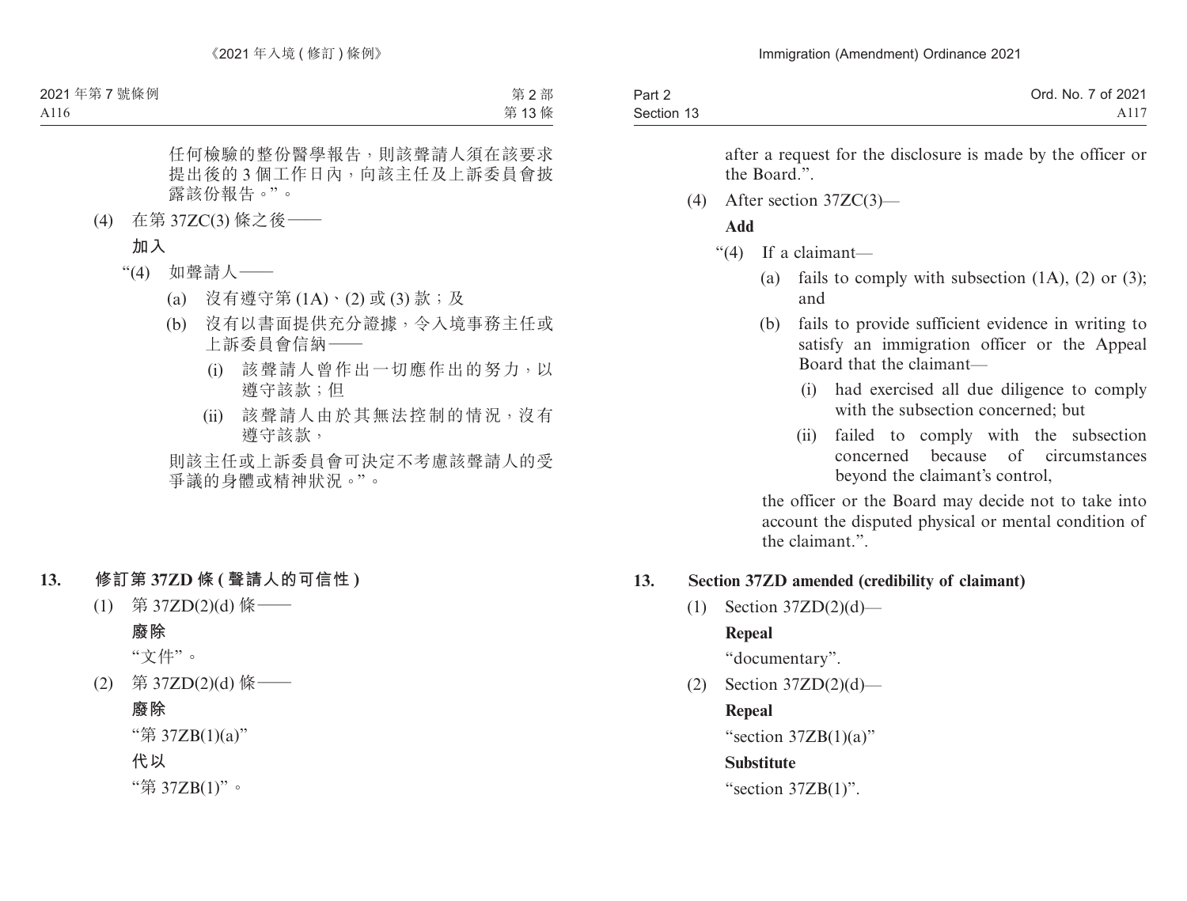任何檢驗的整份醫學報告，則該聲請人須在該要求提出後的 3 個工作日內，向該主任及上訴委員會披露該份報告。”。

(4) 在第 37ZC(3) 條之後——

**加入**

“(4) 如聲請人——

(a) 沒有遵守第 (1A)、(2) 或 (3) 款；及

(b) 沒有以書面提供充分證據，令入境事務主任或上訴委員會信納——

(i) 該聲請人曾作出一切應作出的努力，以遵守該款；但

(ii) 該聲請人由於其無法控制的情況，沒有遵守該款，

則該主任或上訴委員會可決定不考慮該聲請人的受爭議的身體或精神狀況。”。

## 13. 修訂第 37ZD 條 (聲請人的可信性)

(1) 第 37ZD(2)(d) 條——

**廢除**

“文件”。

(2) 第 37ZD(2)(d) 條——

**廢除**

“第 37ZB(1)(a)”

**代以**

“第 37ZB(1)”。

after a request for the disclosure is made by the officer or the Board.”.

(4) After section 37ZC(3)—

**Add**

“(4) If a claimant—

(a) fails to comply with subsection (1A), (2) or (3); and

(b) fails to provide sufficient evidence in writing to satisfy an immigration officer or the Appeal Board that the claimant—

(i) had exercised all due diligence to comply with the subsection concerned; but

(ii) failed to comply with the subsection concerned because of circumstances beyond the claimant's control,

the officer or the Board may decide not to take into account the disputed physical or mental condition of the claimant.”.

## 13. Section 37ZD amended (credibility of claimant)

(1) Section 37ZD(2)(d)—

**Repeal**

“documentary”.

(2) Section 37ZD(2)(d)—

**Repeal**

“section 37ZB(1)(a)”

**Substitute**

“section 37ZB(1)”.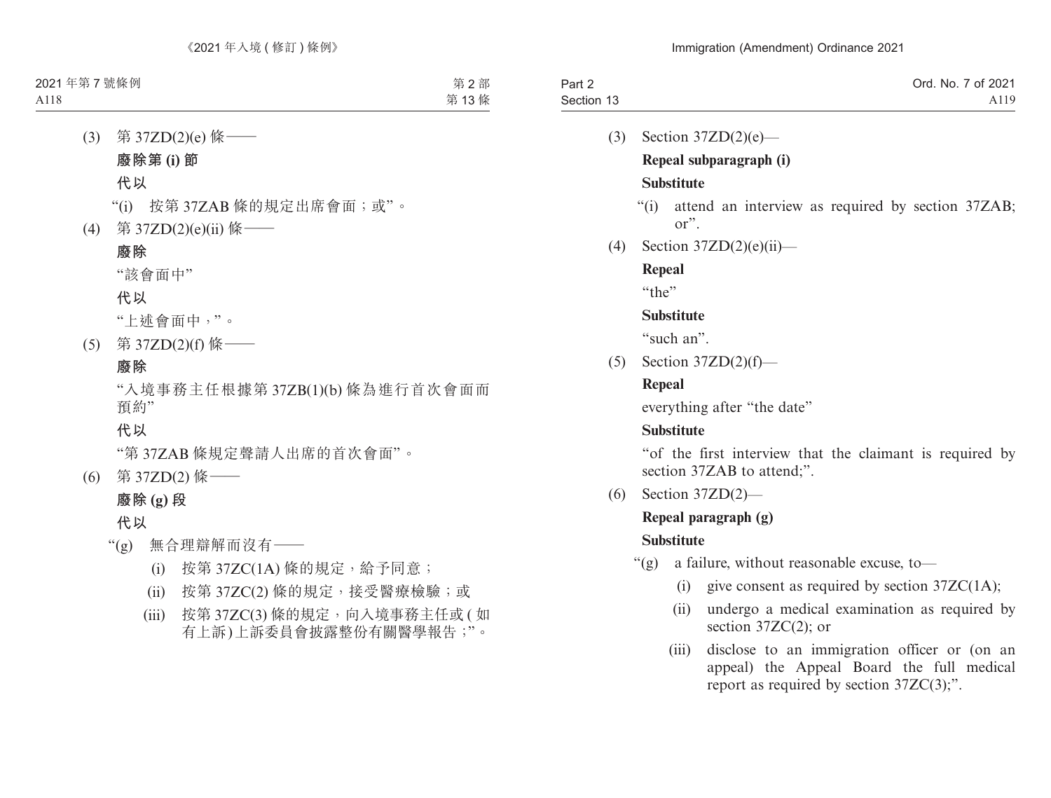(3) 第 37ZD(2)(e) 條——

**廢除第 (i) 節**

**代以**

"(i) 按第 37ZAB 條的規定出席會面；或"。

(4) 第 37ZD(2)(e)(ii) 條——

**廢除**

"該會面中"

**代以**

"上述會面中，"。

(5) 第 37ZD(2)(f) 條——

**廢除**

"入境事務主任根據第 37ZB(1)(b) 條為進行首次會面而預約"

**代以**

"第 37ZAB 條規定聲請人出席的首次會面"。

(6) 第 37ZD(2) 條——

**廢除 (g) 段**

**代以**

"(g) 無合理辯解而沒有——

(i) 按第 37ZC(1A) 條的規定，給予同意；

(ii) 按第 37ZC(2) 條的規定，接受醫療檢驗；或

(iii) 按第 37ZC(3) 條的規定，向入境事務主任或 (如有上訴) 上訴委員會披露整份有關醫學報告；"。

(3) Section 37ZD(2)(e)—

**Repeal subparagraph (i)**

**Substitute**

"(i) attend an interview as required by section 37ZAB; or".

(4) Section 37ZD(2)(e)(ii)—

**Repeal**

"the"

**Substitute**

"such an".

(5) Section 37ZD(2)(f)—

**Repeal**

everything after "the date"

**Substitute**

"of the first interview that the claimant is required by section 37ZAB to attend;".

(6) Section 37ZD(2)—

**Repeal paragraph (g)**

**Substitute**

"(g) a failure, without reasonable excuse, to—

(i) give consent as required by section 37ZC(1A);

(ii) undergo a medical examination as required by section 37ZC(2); or

(iii) disclose to an immigration officer or (on an appeal) the Appeal Board the full medical report as required by section 37ZC(3);".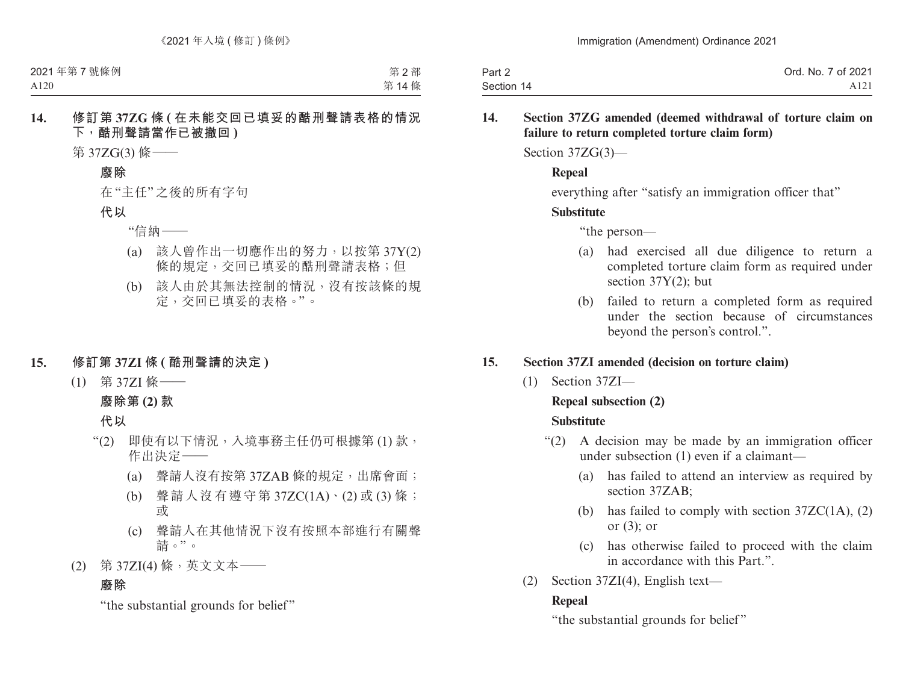**14. 修訂第 37ZG 條 (在未能交回已填妥的酷刑聲請表格的情況下，酷刑聲請當作已被撤回)**

第 37ZG(3) 條——

**廢除**

在“主任”之後的所有字句

**代以**

“信納——

(a) 該人曾作出一切應作出的努力，以按第 37Y(2) 條的規定，交回已填妥的酷刑聲請表格；但

(b) 該人由於其無法控制的情況，沒有按該條的規定，交回已填妥的表格。”。

**15. 修訂第 37ZI 條 (酷刑聲請的決定)**

(1) 第 37ZI 條——

**廢除第 (2) 款**

**代以**

“(2) 即使有以下情況，入境事務主任仍可根據第 (1) 款，作出決定——

(a) 聲請人沒有按第 37ZAB 條的規定，出席會面；

(b) 聲請人沒有遵守第 37ZC(1A)、(2) 或 (3) 條；或

(c) 聲請人在其他情況下沒有按照本部進行有關聲請。”。

(2) 第 37ZI(4) 條，英文文本——

**廢除**

“the substantial grounds for belief”

**14. Section 37ZG amended (deemed withdrawal of torture claim on failure to return completed torture claim form)**

Section 37ZG(3)—

**Repeal**

everything after “satisfy an immigration officer that”

**Substitute**

“the person—

(a) had exercised all due diligence to return a completed torture claim form as required under section 37Y(2); but

(b) failed to return a completed form as required under the section because of circumstances beyond the person’s control.”.

**15. Section 37ZI amended (decision on torture claim)**

(1) Section 37ZI—

**Repeal subsection (2)**

**Substitute**

“(2) A decision may be made by an immigration officer under subsection (1) even if a claimant—

(a) has failed to attend an interview as required by section 37ZAB;

(b) has failed to comply with section 37ZC(1A), (2) or (3); or

(c) has otherwise failed to proceed with the claim in accordance with this Part.”.

(2) Section 37ZI(4), English text—

**Repeal**

“the substantial grounds for belief”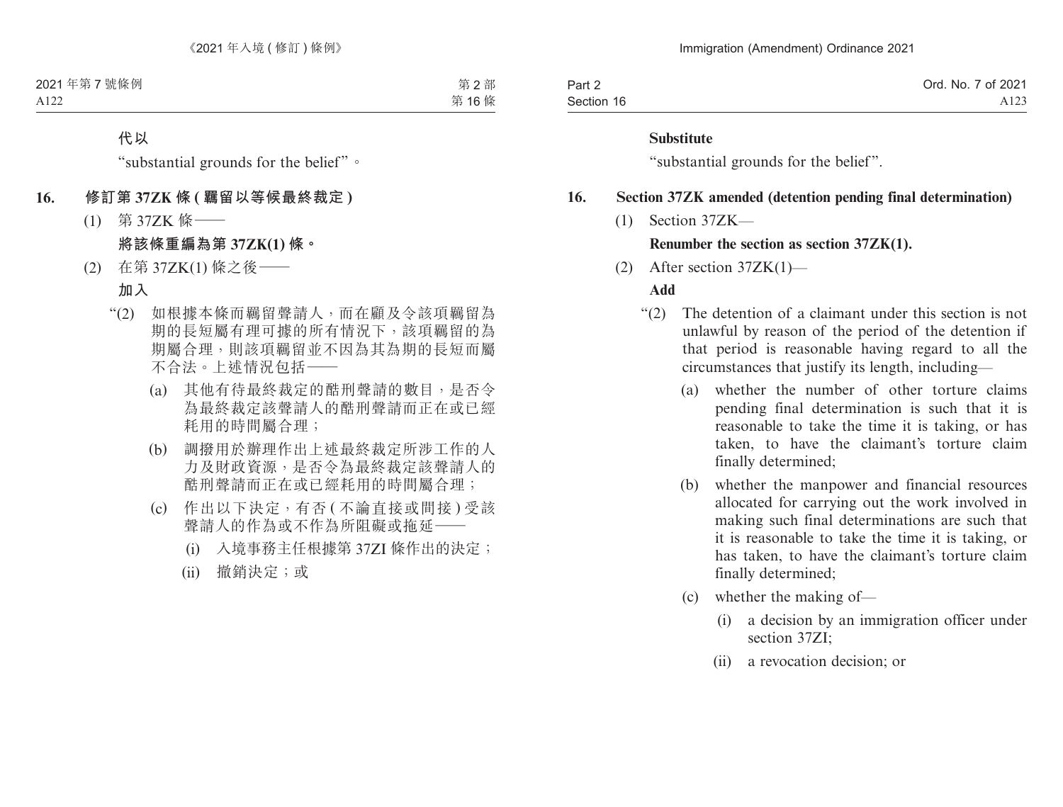**代以**

“substantial grounds for the belief”。

**16. 修訂第 37ZK 條 (羈留以等候最終裁定)**

(1) 第 37ZK 條——

**將該條重編為第 37ZK(1) 條。**

(2) 在第 37ZK(1) 條之後——

**加入**

“(2) 如根據本條而羈留聲請人，而在顧及令該項羈留為期的長短屬有理可據的所有情況下，該項羈留的為期屬合理，則該項羈留並不因為其為期的長短而屬不合法。上述情況包括——

(a) 其他有待最終裁定的酷刑聲請的數目，是否令為最終裁定該聲請人的酷刑聲請而正在或已經耗用的時間屬合理；

(b) 調撥用於辦理作出上述最終裁定所涉工作的人力及財政資源，是否令為最終裁定該聲請人的酷刑聲請而正在或已經耗用的時間屬合理；

(c) 作出以下決定，有否 (不論直接或間接) 受該聲請人的作為或不作為所阻礙或拖延——

(i) 入境事務主任根據第 37ZI 條作出的決定；

(ii) 撤銷決定；或

**Substitute**

“substantial grounds for the belief”.

**16. Section 37ZK amended (detention pending final determination)**

(1) Section 37ZK—

**Renumber the section as section 37ZK(1).**

(2) After section 37ZK(1)—

**Add**

“(2) The detention of a claimant under this section is not unlawful by reason of the period of the detention if that period is reasonable having regard to all the circumstances that justify its length, including—

(a) whether the number of other torture claims pending final determination is such that it is reasonable to take the time it is taking, or has taken, to have the claimant’s torture claim finally determined;

(b) whether the manpower and financial resources allocated for carrying out the work involved in making such final determinations are such that it is reasonable to take the time it is taking, or has taken, to have the claimant’s torture claim finally determined;

(c) whether the making of—

(i) a decision by an immigration officer under section 37ZI;

(ii) a revocation decision; or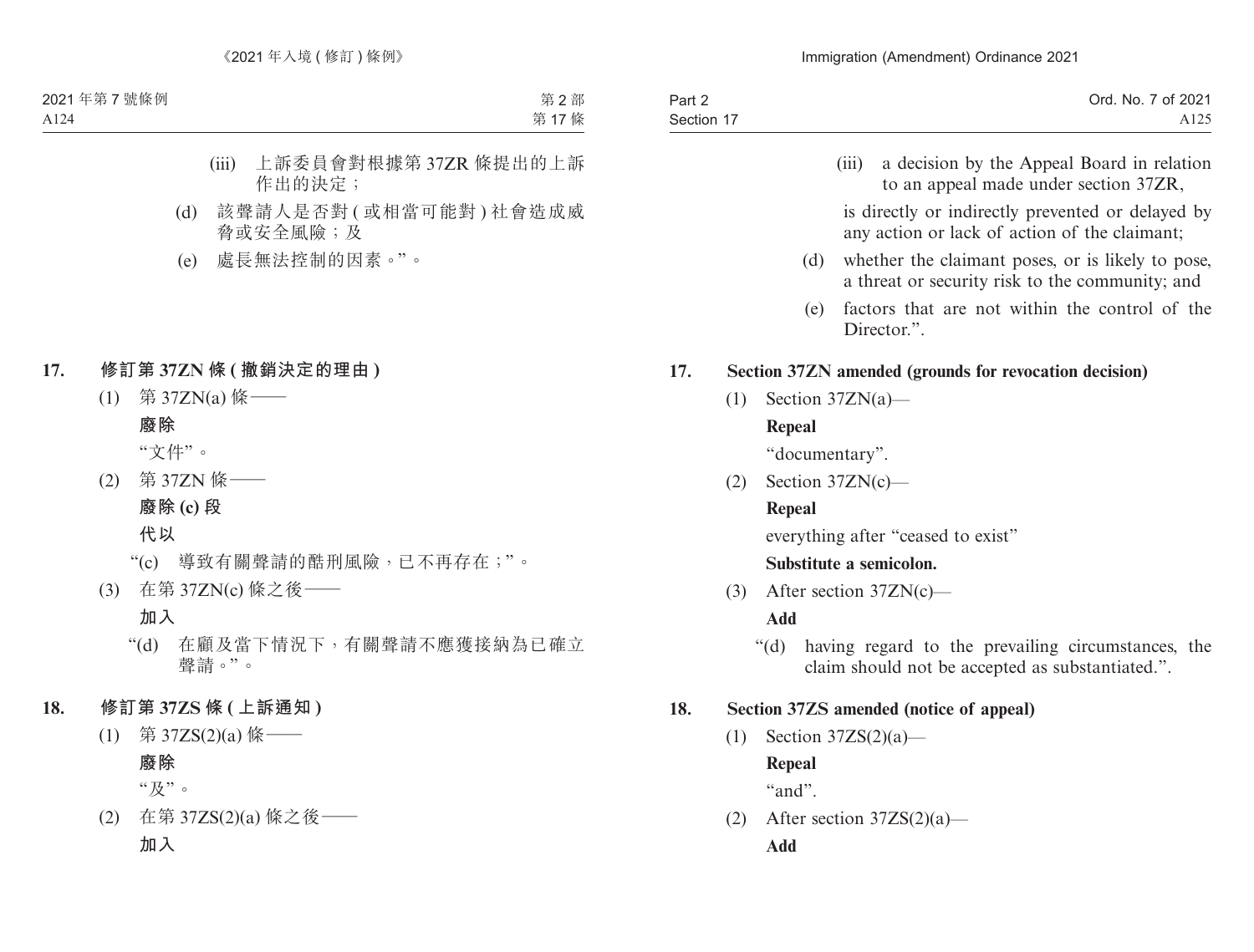(iii) 上訴委員會對根據第 37ZR 條提出的上訴作出的決定；

(d) 該聲請人是否對 ( 或相當可能對 ) 社會造成威脅或安全風險；及

(e) 處長無法控制的因素。”。

**17. 修訂第 37ZN 條 ( 撤銷決定的理由 )**

(1) 第 37ZN(a) 條——

**廢除**

“文件”。

(2) 第 37ZN 條——

**廢除 (c) 段**

**代以**

“(c) 導致有關聲請的酷刑風險，已不再存在；”。

(3) 在第 37ZN(c) 條之後——

**加入**

“(d) 在顧及當下情況下，有關聲請不應獲接納為已確立聲請。”。

**18. 修訂第 37ZS 條 ( 上訴通知 )**

(1) 第 37ZS(2)(a) 條——

**廢除**

“及”。

(2) 在第 37ZS(2)(a) 條之後——

**加入**

(iii) a decision by the Appeal Board in relation to an appeal made under section 37ZR,

is directly or indirectly prevented or delayed by any action or lack of action of the claimant;

(d) whether the claimant poses, or is likely to pose, a threat or security risk to the community; and

(e) factors that are not within the control of the Director.”.

**17. Section 37ZN amended (grounds for revocation decision)**

(1) Section 37ZN(a)—

**Repeal**

“documentary”.

(2) Section 37ZN(c)—

**Repeal**

everything after “ceased to exist”

**Substitute a semicolon.**

(3) After section 37ZN(c)—

**Add**

“(d) having regard to the prevailing circumstances, the claim should not be accepted as substantiated.”.

**18. Section 37ZS amended (notice of appeal)**

(1) Section 37ZS(2)(a)—

**Repeal**

“and”.

(2) After section 37ZS(2)(a)—

**Add**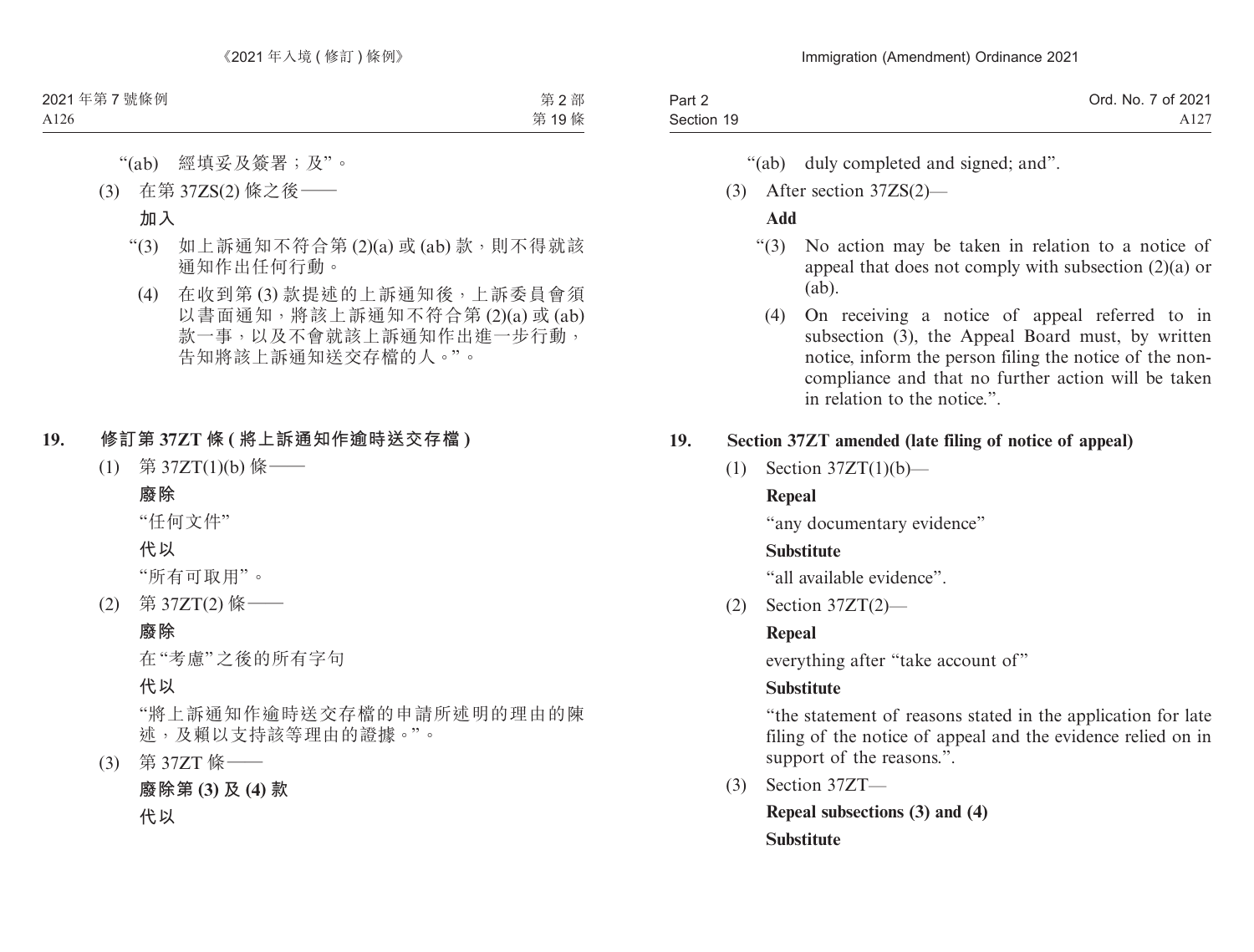“(ab) 經填妥及簽署；及”。

(3) 在第 37ZS(2) 條之後——

**加入**

“(3) 如上訴通知不符合第 (2)(a) 或 (ab) 款，則不得就該通知作出任何行動。

(4) 在收到第 (3) 款提述的上訴通知後，上訴委員會須以書面通知，將該上訴通知不符合第 (2)(a) 或 (ab) 款一事，以及不會就該上訴通知作出進一步行動，告知將該上訴通知送交存檔的人。”。

**19. 修訂第 37ZT 條 (將上訴通知作逾時送交存檔)**

(1) 第 37ZT(1)(b) 條——

**廢除**

“任何文件”

**代以**

“所有可取用”。

(2) 第 37ZT(2) 條——

**廢除**

在“考慮”之後的所有字句

**代以**

“將上訴通知作逾時送交存檔的申請所述明的理由的陳述，及賴以支持該等理由的證據。”。

(3) 第 37ZT 條——

**廢除第 (3) 及 (4) 款**

**代以**

“(ab) duly completed and signed; and”.

(3) After section 37ZS(2)—

**Add**

“(3) No action may be taken in relation to a notice of appeal that does not comply with subsection (2)(a) or (ab).

(4) On receiving a notice of appeal referred to in subsection (3), the Appeal Board must, by written notice, inform the person filing the notice of the non-compliance and that no further action will be taken in relation to the notice.”.

**19. Section 37ZT amended (late filing of notice of appeal)**

(1) Section 37ZT(1)(b)—

**Repeal**

“any documentary evidence”

**Substitute**

“all available evidence”.

(2) Section 37ZT(2)—

**Repeal**

everything after “take account of”

**Substitute**

“the statement of reasons stated in the application for late filing of the notice of appeal and the evidence relied on in support of the reasons.”.

(3) Section 37ZT—

**Repeal subsections (3) and (4)**

**Substitute**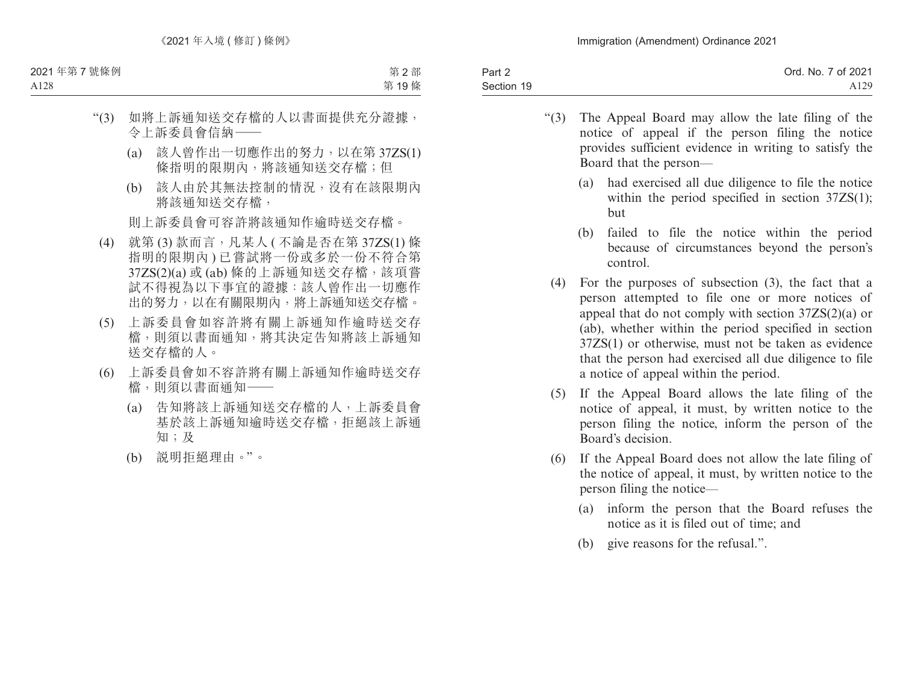“(3) 如將上訴通知送交存檔的人以書面提供充分證據，令上訴委員會信納——

(a) 該人曾作出一切應作出的努力，以在第 37ZS(1) 條指明的限期內，將該通知送交存檔；但

(b) 該人由於其無法控制的情況，沒有在該限期內將該通知送交存檔，

則上訴委員會可容許將該通知作逾時送交存檔。

(4) 就第 (3) 款而言，凡某人 ( 不論是否在第 37ZS(1) 條指明的限期內 ) 已嘗試將一份或多於一份不符合第 37ZS(2)(a) 或 (ab) 條的上訴通知送交存檔，該項嘗試不得視為以下事宜的證據：該人曾作出一切應作出的努力，以在有關限期內，將上訴通知送交存檔。

(5) 上訴委員會如容許將有關上訴通知作逾時送交存檔，則須以書面通知，將其決定告知將該上訴通知送交存檔的人。

(6) 上訴委員會如不容許將有關上訴通知作逾時送交存檔，則須以書面通知——

(a) 告知將該上訴通知送交存檔的人，上訴委員會基於該上訴通知逾時送交存檔，拒絕該上訴通知；及

(b) 說明拒絕理由。”。

“(3) The Appeal Board may allow the late filing of the notice of appeal if the person filing the notice provides sufficient evidence in writing to satisfy the Board that the person—

(a) had exercised all due diligence to file the notice within the period specified in section 37ZS(1); but

(b) failed to file the notice within the period because of circumstances beyond the person's control.

(4) For the purposes of subsection (3), the fact that a person attempted to file one or more notices of appeal that do not comply with section 37ZS(2)(a) or (ab), whether within the period specified in section 37ZS(1) or otherwise, must not be taken as evidence that the person had exercised all due diligence to file a notice of appeal within the period.

(5) If the Appeal Board allows the late filing of the notice of appeal, it must, by written notice to the person filing the notice, inform the person of the Board's decision.

(6) If the Appeal Board does not allow the late filing of the notice of appeal, it must, by written notice to the person filing the notice—

(a) inform the person that the Board refuses the notice as it is filed out of time; and

(b) give reasons for the refusal.”.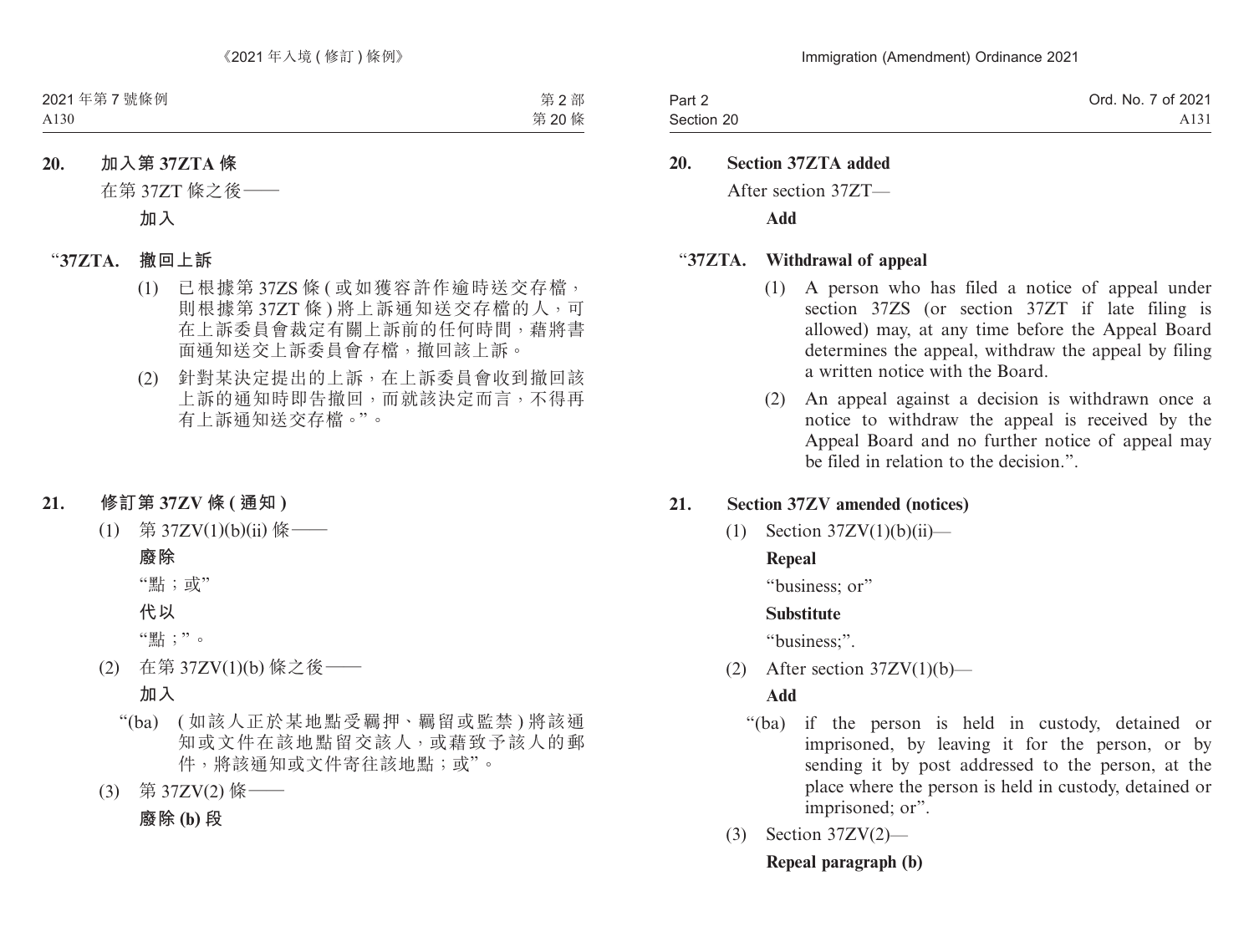**20. 加入第 37ZTA 條**

在第 37ZT 條之後——

**加入**

“**37ZTA. 撤回上訴**

(1) 已根據第 37ZS 條 (或如獲容許作逾時送交存檔，則根據第 37ZT 條) 將上訴通知送交存檔的人，可在上訴委員會裁定有關上訴前的任何時間，藉將書面通知送交上訴委員會存檔，撤回該上訴。

(2) 針對某決定提出的上訴，在上訴委員會收到撤回該上訴的通知時即告撤回，而就該決定而言，不得再有上訴通知送交存檔。”。

**21. 修訂第 37ZV 條 (通知)**

(1) 第 37ZV(1)(b)(ii) 條——

**廢除**

“點；或”

**代以**

“點；”。

(2) 在第 37ZV(1)(b) 條之後——

**加入**

“(ba) (如該人正於某地點受羈押、羈留或監禁) 將該通知或文件在該地點留交該人，或藉致予該人的郵件，將該通知或文件寄往該地點；或”。

(3) 第 37ZV(2) 條——

**廢除 (b) 段**

**20. Section 37ZTA added**

After section 37ZT—

**Add**

“**37ZTA. Withdrawal of appeal**

(1) A person who has filed a notice of appeal under section 37ZS (or section 37ZT if late filing is allowed) may, at any time before the Appeal Board determines the appeal, withdraw the appeal by filing a written notice with the Board.

(2) An appeal against a decision is withdrawn once a notice to withdraw the appeal is received by the Appeal Board and no further notice of appeal may be filed in relation to the decision.”.

**21. Section 37ZV amended (notices)**

(1) Section 37ZV(1)(b)(ii)—

**Repeal**

“business; or”

**Substitute**

“business;”.

(2) After section 37ZV(1)(b)—

**Add**

“(ba) if the person is held in custody, detained or imprisoned, by leaving it for the person, or by sending it by post addressed to the person, at the place where the person is held in custody, detained or imprisoned; or”.

(3) Section 37ZV(2)—

**Repeal paragraph (b)**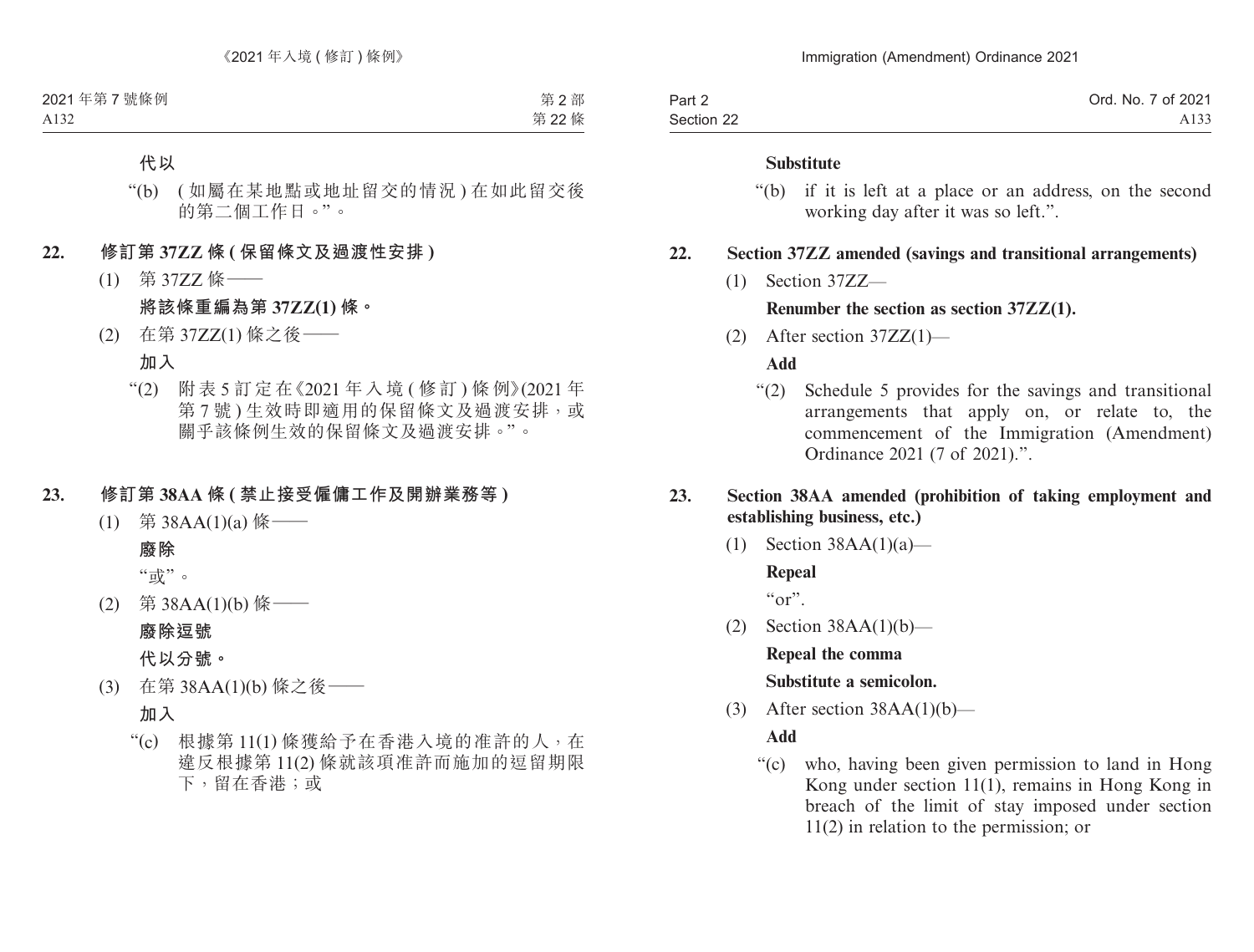**代以**

“(b) (如屬在某地點或地址留交的情況)在如此留交後的第二個工作日。”。

## 22. 修訂第37ZZ條(保留條文及過渡性安排)

(1) 第37ZZ條——

**將該條重編為第37ZZ(1)條。**

(2) 在第37ZZ(1)條之後——

**加入**

“(2) 附表5訂定在《2021年入境(修訂)條例》(2021年第7號)生效時即適用的保留條文及過渡安排，或關乎該條例生效的保留條文及過渡安排。”。

## 23. 修訂第38AA條(禁止接受僱傭工作及開辦業務等)

(1) 第38AA(1)(a)條——

**廢除**

“或”。

(2) 第38AA(1)(b)條——

**廢除逗號**

**代以分號。**

(3) 在第38AA(1)(b)條之後——

**加入**

“(c) 根據第11(1)條獲給予在香港入境的准許的人，在違反根據第11(2)條就該項准許而施加的逗留期限下，留在香港；或

**Substitute**

“(b) if it is left at a place or an address, on the second working day after it was so left.”.

## 22. Section 37ZZ amended (savings and transitional arrangements)

(1) Section 37ZZ—

**Renumber the section as section 37ZZ(1).**

(2) After section 37ZZ(1)—

**Add**

“(2) Schedule 5 provides for the savings and transitional arrangements that apply on, or relate to, the commencement of the Immigration (Amendment) Ordinance 2021 (7 of 2021).”.

## 23. Section 38AA amended (prohibition of taking employment and establishing business, etc.)

(1) Section 38AA(1)(a)—

**Repeal**

“or”.

(2) Section 38AA(1)(b)—

**Repeal the comma**

**Substitute a semicolon.**

(3) After section 38AA(1)(b)—

**Add**

“(c) who, having been given permission to land in Hong Kong under section 11(1), remains in Hong Kong in breach of the limit of stay imposed under section 11(2) in relation to the permission; or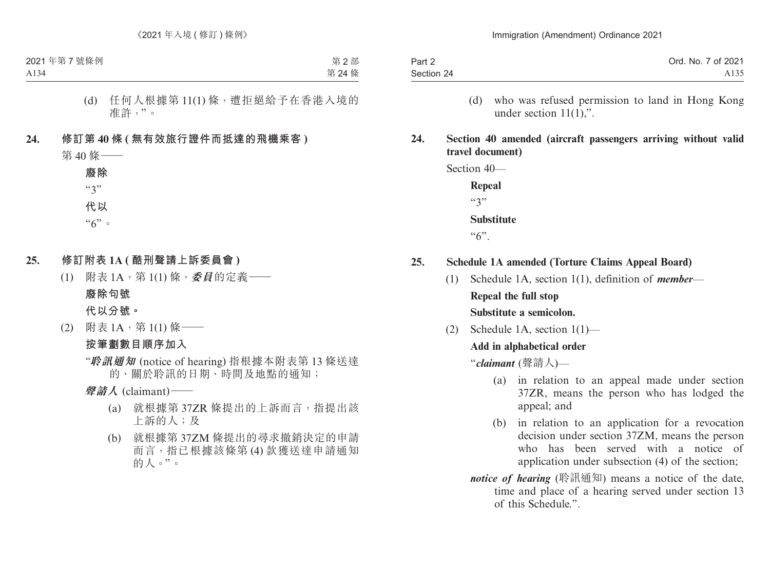(d) 任何人根據第 11(1) 條，遭拒絕給予在香港入境的准許，”。

**24. 修訂第 40 條 (無有效旅行證件而抵達的飛機乘客)**

第 40 條——

**廢除**

“3”

**代以**

“6”。

**25. 修訂附表 1A (酷刑聲請上訴委員會)**

(1) 附表 1A，第 1(1) 條，***委員***的定義——

**廢除句號**

**代以分號。**

(2) 附表 1A，第 1(1) 條——

**按筆劃數目順序加入**

“***聆訊通知*** (notice of hearing) 指根據本附表第 13 條送達的、關於聆訊的日期、時間及地點的通知；

***聲請人*** (claimant)——

(a) 就根據第 37ZR 條提出的上訴而言，指提出該上訴的人；及

(b) 就根據第 37ZM 條提出的尋求撤銷決定的申請而言，指已根據該條第 (4) 款獲送達申請通知的人。”。

(d) who was refused permission to land in Hong Kong under section 11(1),”.

**24. Section 40 amended (aircraft passengers arriving without valid travel document)**

Section 40—

**Repeal**

“3”

**Substitute**

“6”.

**25. Schedule 1A amended (Torture Claims Appeal Board)**

(1) Schedule 1A, section 1(1), definition of ***member***—

**Repeal the full stop**

**Substitute a semicolon.**

(2) Schedule 1A, section 1(1)—

**Add in alphabetical order**

“***claimant*** (聲請人)—

(a) in relation to an appeal made under section 37ZR, means the person who has lodged the appeal; and

(b) in relation to an application for a revocation decision under section 37ZM, means the person who has been served with a notice of application under subsection (4) of the section;

***notice of hearing*** (聆訊通知) means a notice of the date, time and place of a hearing served under section 13 of this Schedule.”.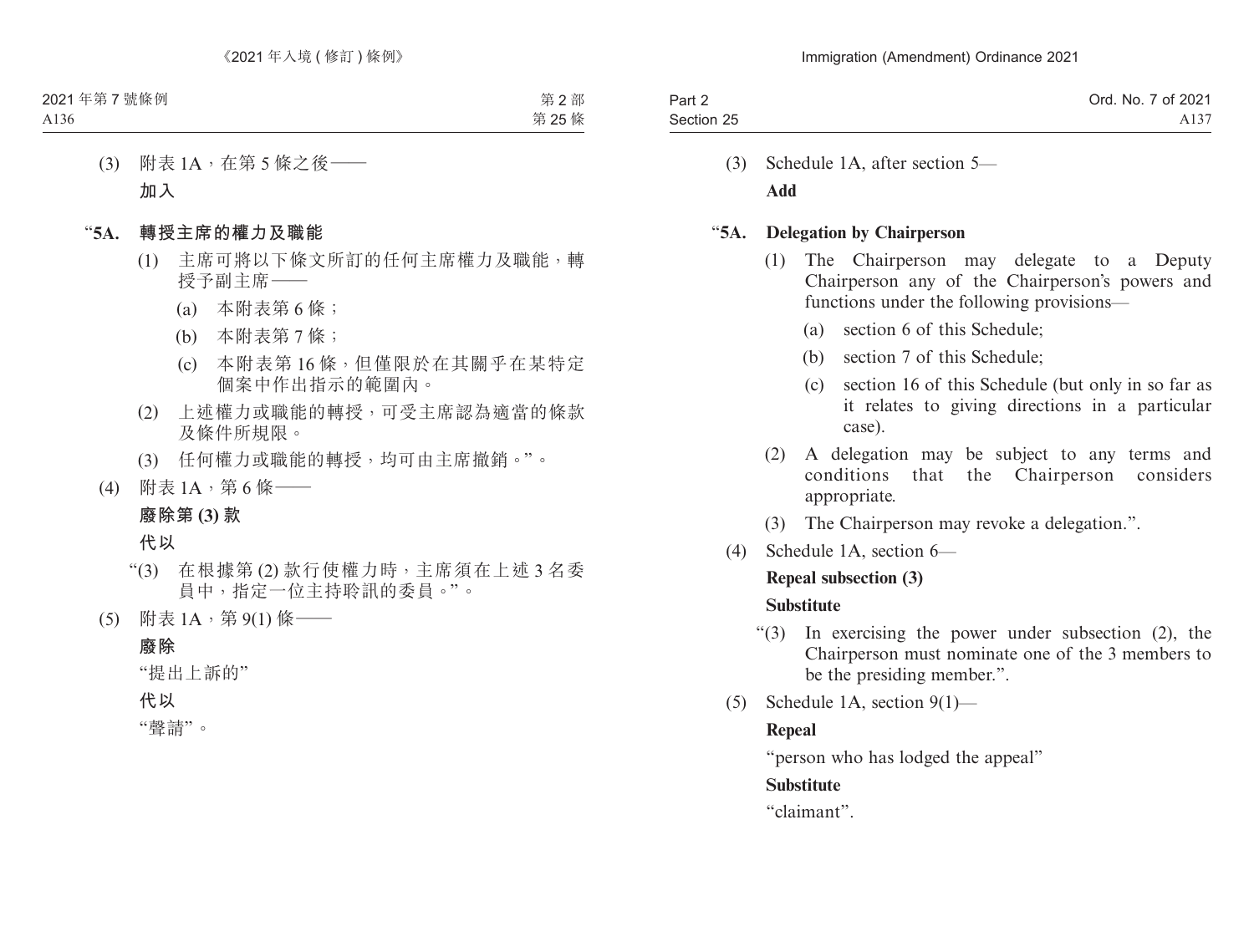(3) 附表 1A，在第 5 條之後——

**加入**

“**5A. 轉授主席的權力及職能**

(1) 主席可將以下條文所訂的任何主席權力及職能，轉授予副主席——

(a) 本附表第 6 條；

(b) 本附表第 7 條；

(c) 本附表第 16 條，但僅限於在其關乎在某特定個案中作出指示的範圍內。

(2) 上述權力或職能的轉授，可受主席認為適當的條款及條件所規限。

(3) 任何權力或職能的轉授，均可由主席撤銷。”。

(4) 附表 1A，第 6 條——

**廢除第 (3) 款**

**代以**

“(3) 在根據第 (2) 款行使權力時，主席須在上述 3 名委員中，指定一位主持聆訊的委員。”。

(5) 附表 1A，第 9(1) 條——

**廢除**

“提出上訴的”

**代以**

“聲請”。

(3) Schedule 1A, after section 5—

**Add**

“**5A. Delegation by Chairperson**

(1) The Chairperson may delegate to a Deputy Chairperson any of the Chairperson's powers and functions under the following provisions—

(a) section 6 of this Schedule;

(b) section 7 of this Schedule;

(c) section 16 of this Schedule (but only in so far as it relates to giving directions in a particular case).

(2) A delegation may be subject to any terms and conditions that the Chairperson considers appropriate.

(3) The Chairperson may revoke a delegation.”.

(4) Schedule 1A, section 6—

**Repeal subsection (3)**

**Substitute**

“(3) In exercising the power under subsection (2), the Chairperson must nominate one of the 3 members to be the presiding member.”.

(5) Schedule 1A, section 9(1)—

**Repeal**

“person who has lodged the appeal”

**Substitute**

“claimant”.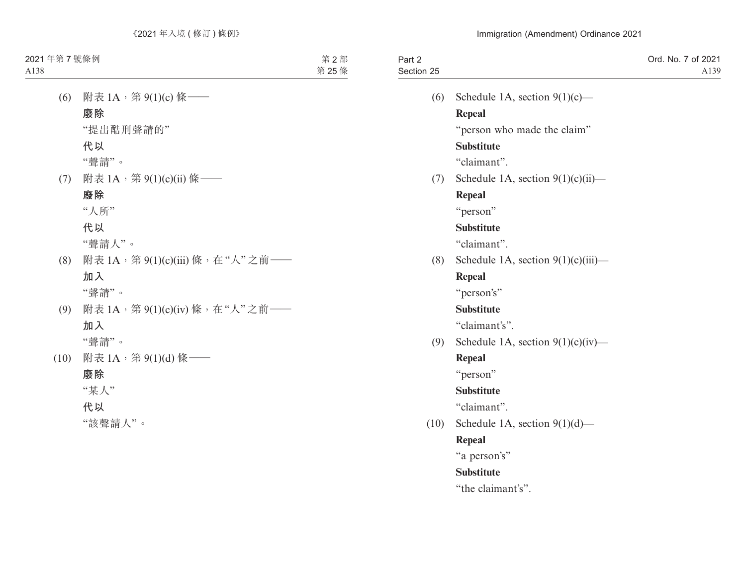(6) 附表 1A，第 9(1)(c) 條——

**廢除**

"提出酷刑聲請的"

**代以**

"聲請"。

(7) 附表 1A，第 9(1)(c)(ii) 條——

**廢除**

"人所"

**代以**

"聲請人"。

(8) 附表 1A，第 9(1)(c)(iii) 條，在"人"之前——

**加入**

"聲請"。

(9) 附表 1A，第 9(1)(c)(iv) 條，在"人"之前——

**加入**

"聲請"。

(10) 附表 1A，第 9(1)(d) 條——

**廢除**

"某人"

**代以**

"該聲請人"。

(6) Schedule 1A, section 9(1)(c)—

**Repeal**

"person who made the claim"

**Substitute**

"claimant".

(7) Schedule 1A, section 9(1)(c)(ii)—

**Repeal**

"person"

**Substitute**

"claimant".

(8) Schedule 1A, section 9(1)(c)(iii)—

**Repeal**

"person's"

**Substitute**

"claimant's".

(9) Schedule 1A, section 9(1)(c)(iv)—

**Repeal**

"person"

**Substitute**

"claimant".

(10) Schedule 1A, section 9(1)(d)—

**Repeal**

"a person's"

**Substitute**

"the claimant's".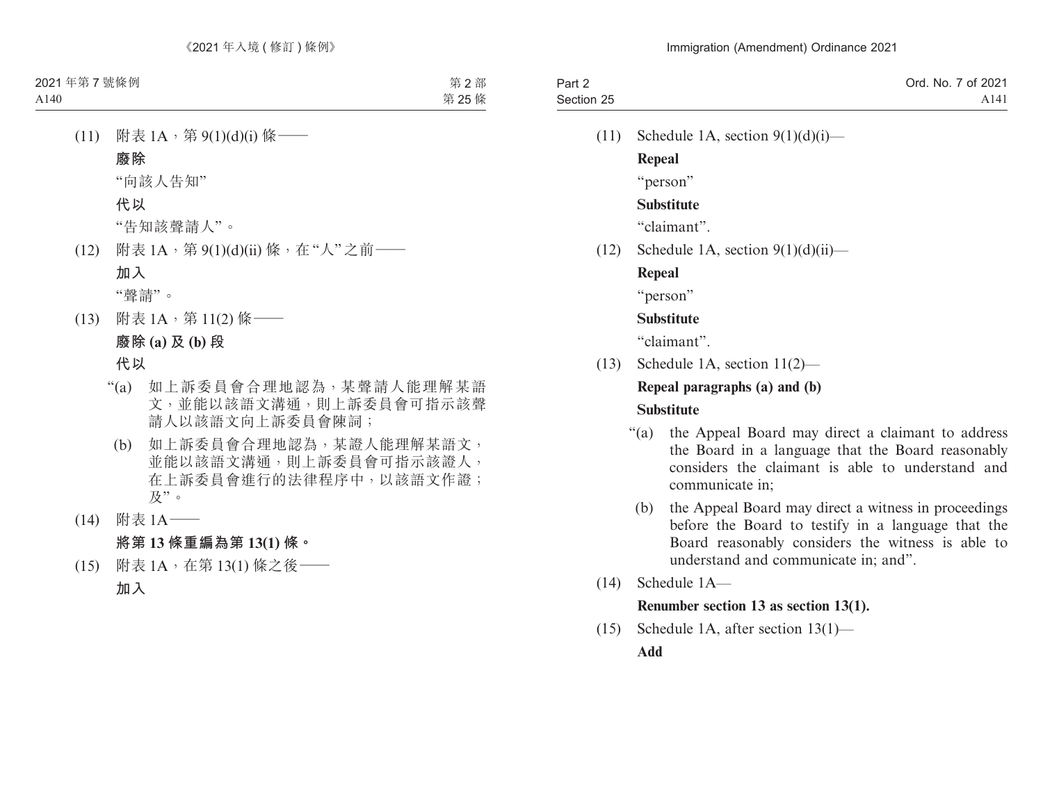(11) 附表 1A，第 9(1)(d)(i) 條——

**廢除**

“向該人告知”

**代以**

“告知該聲請人”。

(12) 附表 1A，第 9(1)(d)(ii) 條，在“人”之前——

**加入**

“聲請”。

(13) 附表 1A，第 11(2) 條——

**廢除 (a) 及 (b) 段**

**代以**

“(a) 如上訴委員會合理地認為，某聲請人能理解某語文，並能以該語文溝通，則上訴委員會可指示該聲請人以該語文向上訴委員會陳詞；

(b) 如上訴委員會合理地認為，某證人能理解某語文，並能以該語文溝通，則上訴委員會可指示該證人，在上訴委員會進行的法律程序中，以該語文作證；及”。

(14) 附表 1A——

**將第 13 條重編為第 13(1) 條。**

(15) 附表 1A，在第 13(1) 條之後——

**加入**

(11) Schedule 1A, section 9(1)(d)(i)—

**Repeal**

“person”

**Substitute**

“claimant”.

(12) Schedule 1A, section 9(1)(d)(ii)—

**Repeal**

“person”

**Substitute**

“claimant”.

(13) Schedule 1A, section 11(2)—

**Repeal paragraphs (a) and (b)**

**Substitute**

“(a) the Appeal Board may direct a claimant to address the Board in a language that the Board reasonably considers the claimant is able to understand and communicate in;

(b) the Appeal Board may direct a witness in proceedings before the Board to testify in a language that the Board reasonably considers the witness is able to understand and communicate in; and”.

(14) Schedule 1A—

**Renumber section 13 as section 13(1).**

(15) Schedule 1A, after section 13(1)—

**Add**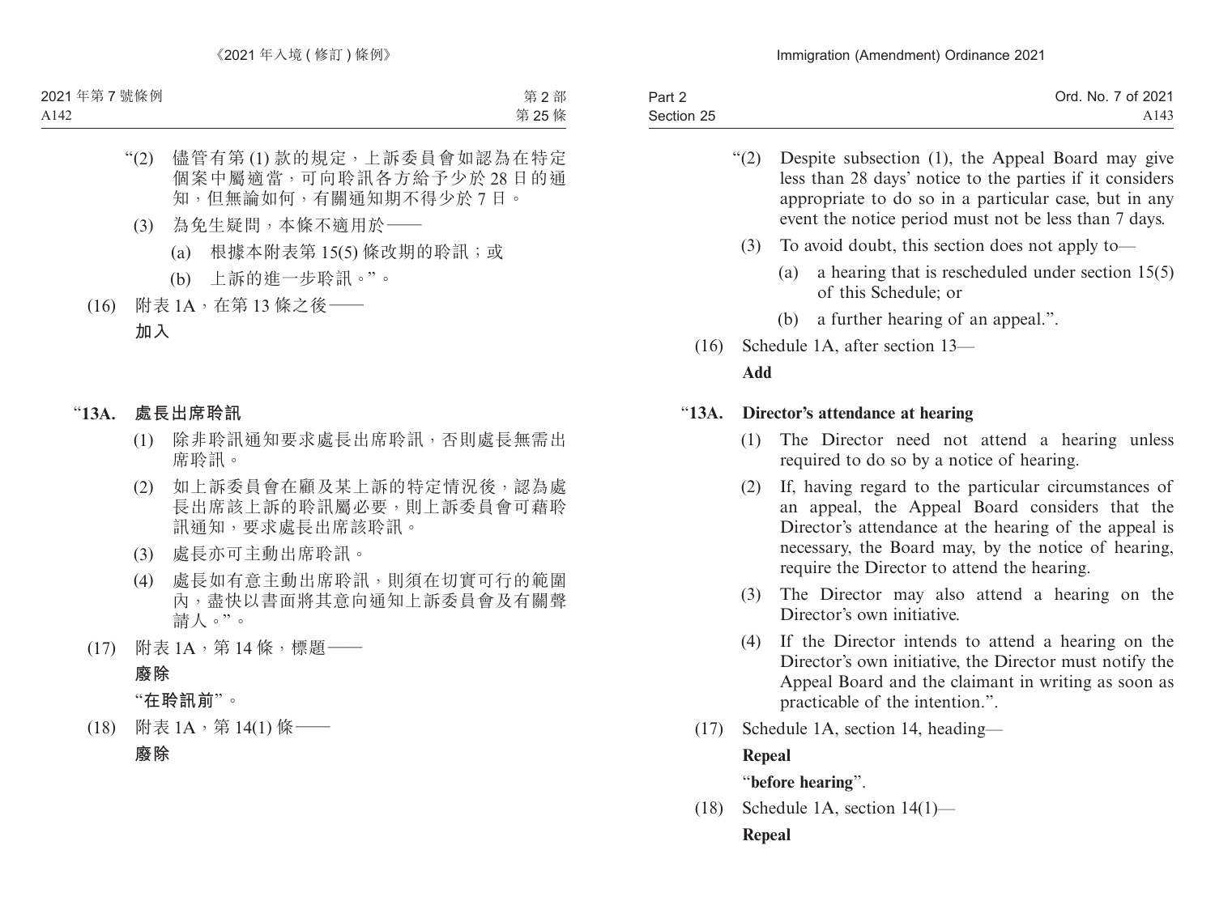“(2) 儘管有第 (1) 款的規定，上訴委員會如認為在特定個案中屬適當，可向聆訊各方給予少於 28 日的通知，但無論如何，有關通知期不得少於 7 日。

(3) 為免生疑問，本條不適用於——

(a) 根據本附表第 15(5) 條改期的聆訊；或

(b) 上訴的進一步聆訊。”。

(16) 附表 1A，在第 13 條之後——

**加入**

“**13A. 處長出席聆訊**

(1) 除非聆訊通知要求處長出席聆訊，否則處長無需出席聆訊。

(2) 如上訴委員會在顧及某上訴的特定情況後，認為處長出席該上訴的聆訊屬必要，則上訴委員會可藉聆訊通知，要求處長出席該聆訊。

(3) 處長亦可主動出席聆訊。

(4) 處長如有意主動出席聆訊，則須在切實可行的範圍內，盡快以書面將其意向通知上訴委員會及有關聲請人。”。

(17) 附表 1A，第 14 條，標題——

**廢除**

“**在聆訊前**”。

(18) 附表 1A，第 14(1) 條——

**廢除**

“(2) Despite subsection (1), the Appeal Board may give less than 28 days’ notice to the parties if it considers appropriate to do so in a particular case, but in any event the notice period must not be less than 7 days.

(3) To avoid doubt, this section does not apply to—

(a) a hearing that is rescheduled under section 15(5) of this Schedule; or

(b) a further hearing of an appeal.”.

(16) Schedule 1A, after section 13—

**Add**

“**13A. Director’s attendance at hearing**

(1) The Director need not attend a hearing unless required to do so by a notice of hearing.

(2) If, having regard to the particular circumstances of an appeal, the Appeal Board considers that the Director’s attendance at the hearing of the appeal is necessary, the Board may, by the notice of hearing, require the Director to attend the hearing.

(3) The Director may also attend a hearing on the Director’s own initiative.

(4) If the Director intends to attend a hearing on the Director’s own initiative, the Director must notify the Appeal Board and the claimant in writing as soon as practicable of the intention.”.

(17) Schedule 1A, section 14, heading—

**Repeal**

“**before hearing**”.

(18) Schedule 1A, section 14(1)—

**Repeal**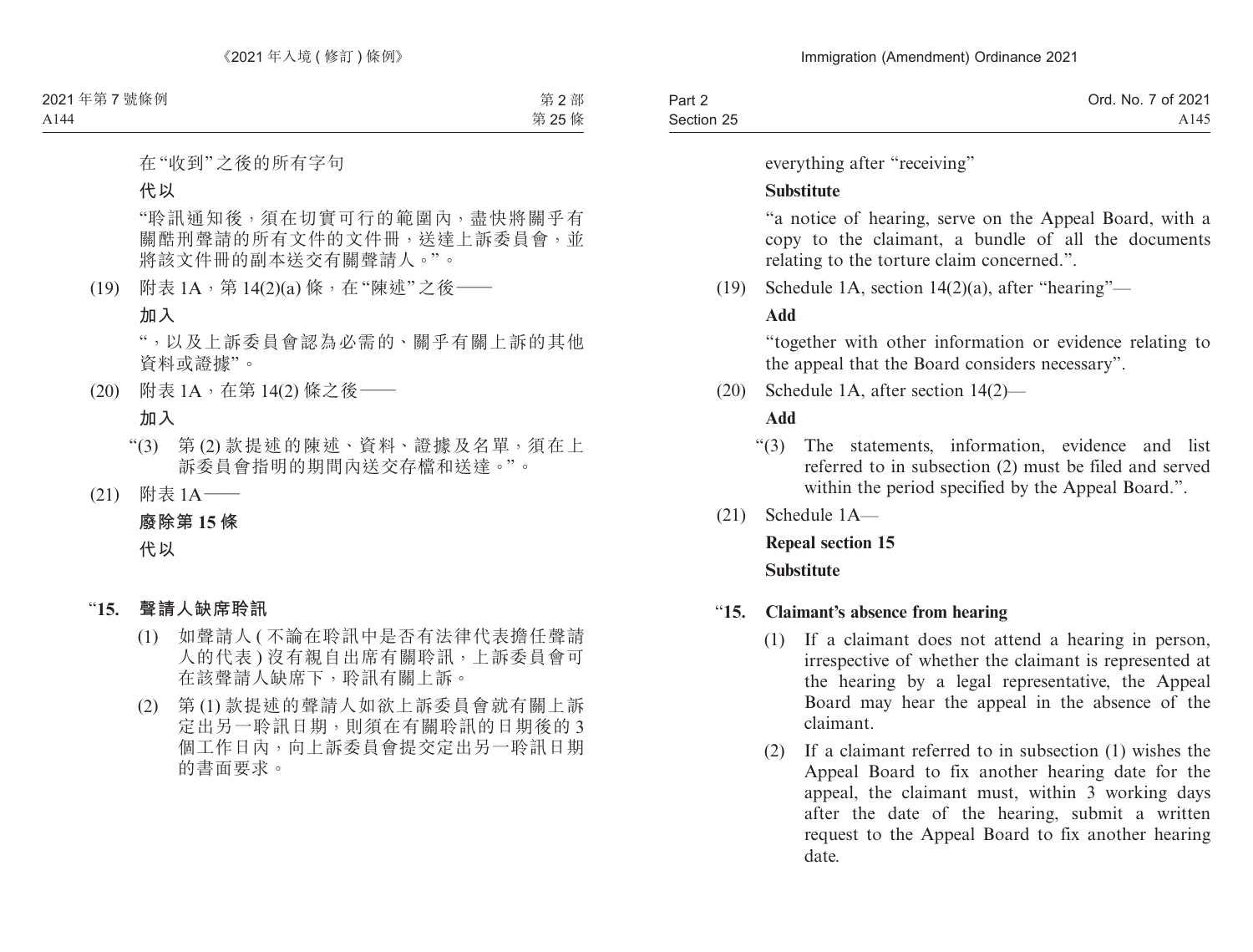在"收到"之後的所有字句

**代以**

"聆訊通知後，須在切實可行的範圍內，盡快將關乎有關酷刑聲請的所有文件的文件冊，送達上訴委員會，並將該文件冊的副本送交有關聲請人。"。

(19) 附表 1A，第 14(2)(a) 條，在"陳述"之後——

**加入**

"，以及上訴委員會認為必需的、關乎有關上訴的其他資料或證據"。

(20) 附表 1A，在第 14(2) 條之後——

**加入**

"(3) 第 (2) 款提述的陳述、資料、證據及名單，須在上訴委員會指明的期間內送交存檔和送達。"。

(21) 附表 1A——

**廢除第 15 條**

**代以**

"**15. 聲請人缺席聆訊**

(1) 如聲請人 (不論在聆訊中是否有法律代表擔任聲請人的代表) 沒有親自出席有關聆訊，上訴委員會可在該聲請人缺席下，聆訊有關上訴。

(2) 第 (1) 款提述的聲請人如欲上訴委員會就有關上訴定出另一聆訊日期，則須在有關聆訊的日期後的 3 個工作日內，向上訴委員會提交定出另一聆訊日期的書面要求。

---

everything after "receiving"

**Substitute**

"a notice of hearing, serve on the Appeal Board, with a copy to the claimant, a bundle of all the documents relating to the torture claim concerned.".

(19) Schedule 1A, section 14(2)(a), after "hearing"—

**Add**

"together with other information or evidence relating to the appeal that the Board considers necessary".

(20) Schedule 1A, after section 14(2)—

**Add**

"(3) The statements, information, evidence and list referred to in subsection (2) must be filed and served within the period specified by the Appeal Board.".

(21) Schedule 1A—

**Repeal section 15**

**Substitute**

"**15. Claimant's absence from hearing**

(1) If a claimant does not attend a hearing in person, irrespective of whether the claimant is represented at the hearing by a legal representative, the Appeal Board may hear the appeal in the absence of the claimant.

(2) If a claimant referred to in subsection (1) wishes the Appeal Board to fix another hearing date for the appeal, the claimant must, within 3 working days after the date of the hearing, submit a written request to the Appeal Board to fix another hearing date.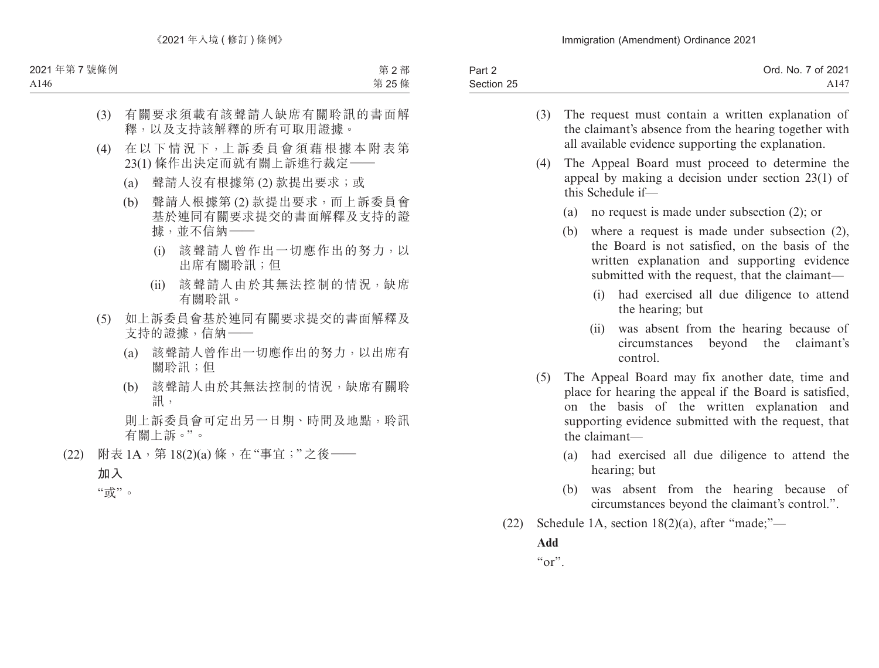(3) 有關要求須載有該聲請人缺席有關聆訊的書面解釋，以及支持該解釋的所有可取用證據。

(4) 在以下情況下，上訴委員會須藉根據本附表第23(1)條作出決定而就有關上訴進行裁定——

(a) 聲請人沒有根據第(2)款提出要求；或

(b) 聲請人根據第(2)款提出要求，而上訴委員會基於連同有關要求提交的書面解釋及支持的證據，並不信納——

(i) 該聲請人曾作出一切應作出的努力，以出席有關聆訊；但

(ii) 該聲請人由於其無法控制的情況，缺席有關聆訊。

(5) 如上訴委員會基於連同有關要求提交的書面解釋及支持的證據，信納——

(a) 該聲請人曾作出一切應作出的努力，以出席有關聆訊；但

(b) 該聲請人由於其無法控制的情況，缺席有關聆訊，

則上訴委員會可定出另一日期、時間及地點，聆訊有關上訴。”。

(22) 附表1A，第18(2)(a)條，在“事宜；”之後——

**加入**

“或”。

(3) The request must contain a written explanation of the claimant’s absence from the hearing together with all available evidence supporting the explanation.

(4) The Appeal Board must proceed to determine the appeal by making a decision under section 23(1) of this Schedule if—

(a) no request is made under subsection (2); or

(b) where a request is made under subsection (2), the Board is not satisfied, on the basis of the written explanation and supporting evidence submitted with the request, that the claimant—

(i) had exercised all due diligence to attend the hearing; but

(ii) was absent from the hearing because of circumstances beyond the claimant’s control.

(5) The Appeal Board may fix another date, time and place for hearing the appeal if the Board is satisfied, on the basis of the written explanation and supporting evidence submitted with the request, that the claimant—

(a) had exercised all due diligence to attend the hearing; but

(b) was absent from the hearing because of circumstances beyond the claimant’s control.”.

(22) Schedule 1A, section 18(2)(a), after “made;”—

**Add**

“or”.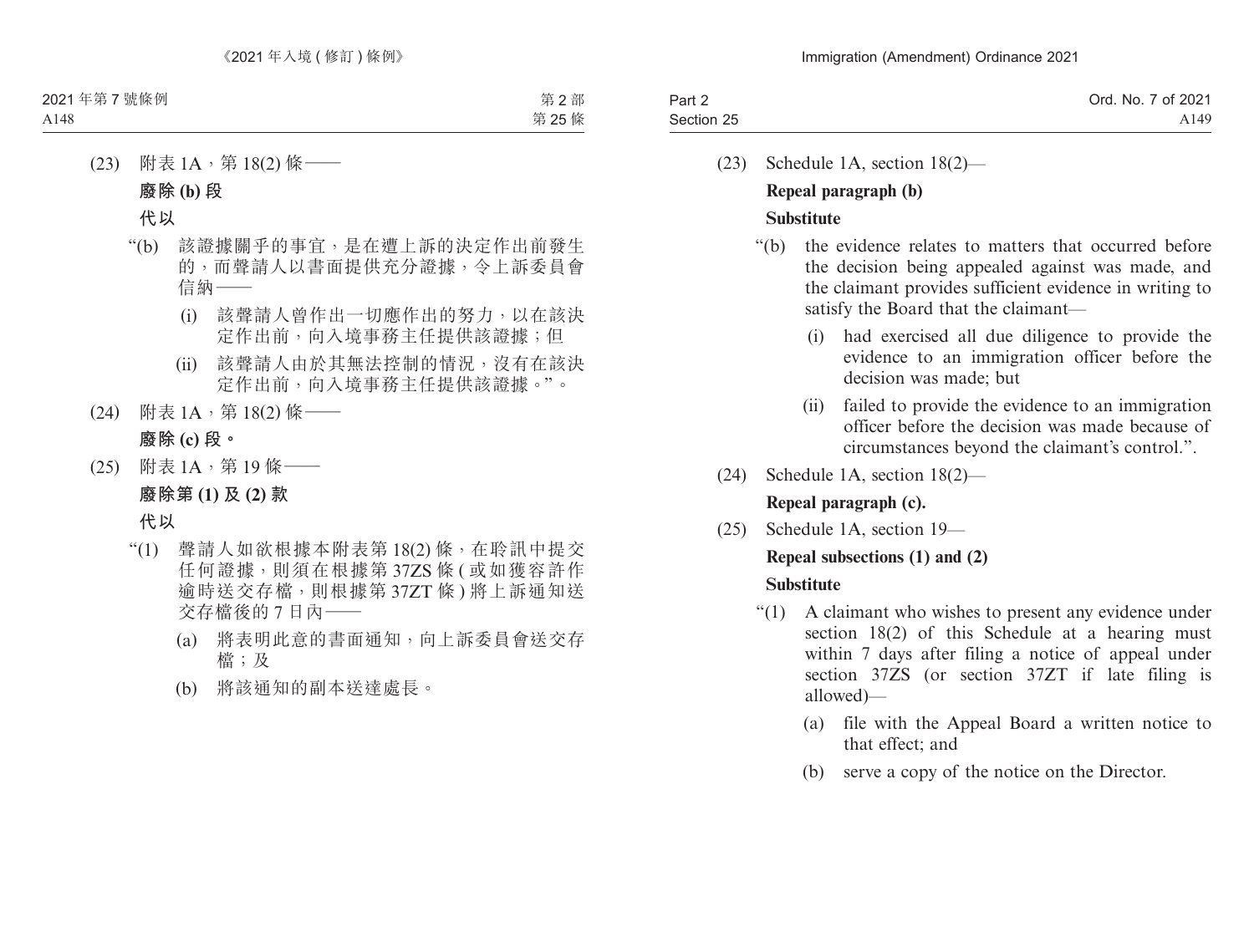(23) 附表 1A，第 18(2) 條——

**廢除 (b) 段**

**代以**

“(b) 該證據關乎的事宜，是在遭上訴的決定作出前發生的，而聲請人以書面提供充分證據，令上訴委員會信納——

(i) 該聲請人曾作出一切應作出的努力，以在該決定作出前，向入境事務主任提供該證據；但

(ii) 該聲請人由於其無法控制的情況，沒有在該決定作出前，向入境事務主任提供該證據。”。

(24) 附表 1A，第 18(2) 條——

**廢除 (c) 段。**

(25) 附表 1A，第 19 條——

**廢除第 (1) 及 (2) 款**

**代以**

“(1) 聲請人如欲根據本附表第 18(2) 條，在聆訊中提交任何證據，則須在根據第 37ZS 條 ( 或如獲容許作逾時送交存檔，則根據第 37ZT 條 ) 將上訴通知送交存檔後的 7 日內——

(a) 將表明此意的書面通知，向上訴委員會送交存檔；及

(b) 將該通知的副本送達處長。

(23) Schedule 1A, section 18(2)—

**Repeal paragraph (b)**

**Substitute**

“(b) the evidence relates to matters that occurred before the decision being appealed against was made, and the claimant provides sufficient evidence in writing to satisfy the Board that the claimant—

(i) had exercised all due diligence to provide the evidence to an immigration officer before the decision was made; but

(ii) failed to provide the evidence to an immigration officer before the decision was made because of circumstances beyond the claimant's control.”.

(24) Schedule 1A, section 18(2)—

**Repeal paragraph (c).**

(25) Schedule 1A, section 19—

**Repeal subsections (1) and (2)**

**Substitute**

“(1) A claimant who wishes to present any evidence under section 18(2) of this Schedule at a hearing must within 7 days after filing a notice of appeal under section 37ZS (or section 37ZT if late filing is allowed)—

(a) file with the Appeal Board a written notice to that effect; and

(b) serve a copy of the notice on the Director.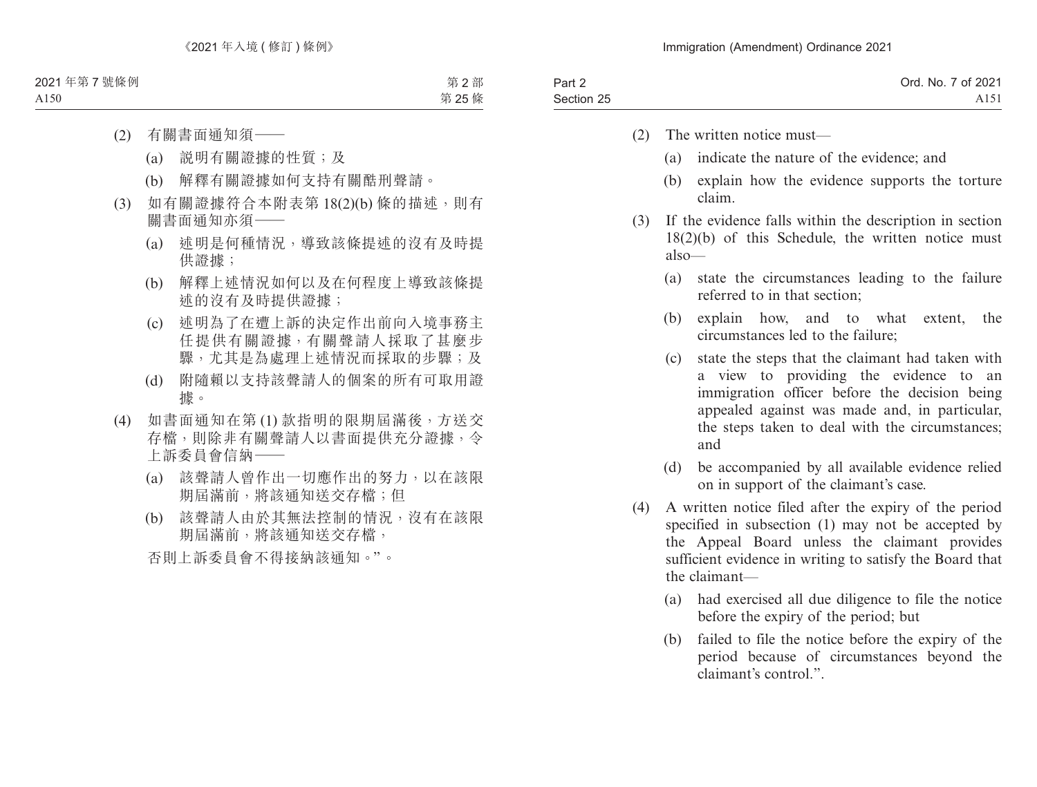(2) 有關書面通知須——

(a) 說明有關證據的性質；及

(b) 解釋有關證據如何支持有關酷刑聲請。

(3) 如有關證據符合本附表第 18(2)(b) 條的描述，則有關書面通知亦須——

(a) 述明是何種情況，導致該條提述的沒有及時提供證據；

(b) 解釋上述情況如何以及在何程度上導致該條提述的沒有及時提供證據；

(c) 述明為了在遭上訴的決定作出前向入境事務主任提供有關證據，有關聲請人採取了甚麼步驟，尤其是為處理上述情況而採取的步驟；及

(d) 附隨賴以支持該聲請人的個案的所有可取用證據。

(4) 如書面通知在第 (1) 款指明的限期屆滿後，方送交存檔，則除非有關聲請人以書面提供充分證據，令上訴委員會信納——

(a) 該聲請人曾作出一切應作出的努力，以在該限期屆滿前，將該通知送交存檔；但

(b) 該聲請人由於其無法控制的情況，沒有在該限期屆滿前，將該通知送交存檔，

否則上訴委員會不得接納該通知。”。

(2) The written notice must—

(a) indicate the nature of the evidence; and

(b) explain how the evidence supports the torture claim.

(3) If the evidence falls within the description in section 18(2)(b) of this Schedule, the written notice must also—

(a) state the circumstances leading to the failure referred to in that section;

(b) explain how, and to what extent, the circumstances led to the failure;

(c) state the steps that the claimant had taken with a view to providing the evidence to an immigration officer before the decision being appealed against was made and, in particular, the steps taken to deal with the circumstances; and

(d) be accompanied by all available evidence relied on in support of the claimant's case.

(4) A written notice filed after the expiry of the period specified in subsection (1) may not be accepted by the Appeal Board unless the claimant provides sufficient evidence in writing to satisfy the Board that the claimant—

(a) had exercised all due diligence to file the notice before the expiry of the period; but

(b) failed to file the notice before the expiry of the period because of circumstances beyond the claimant's control.”.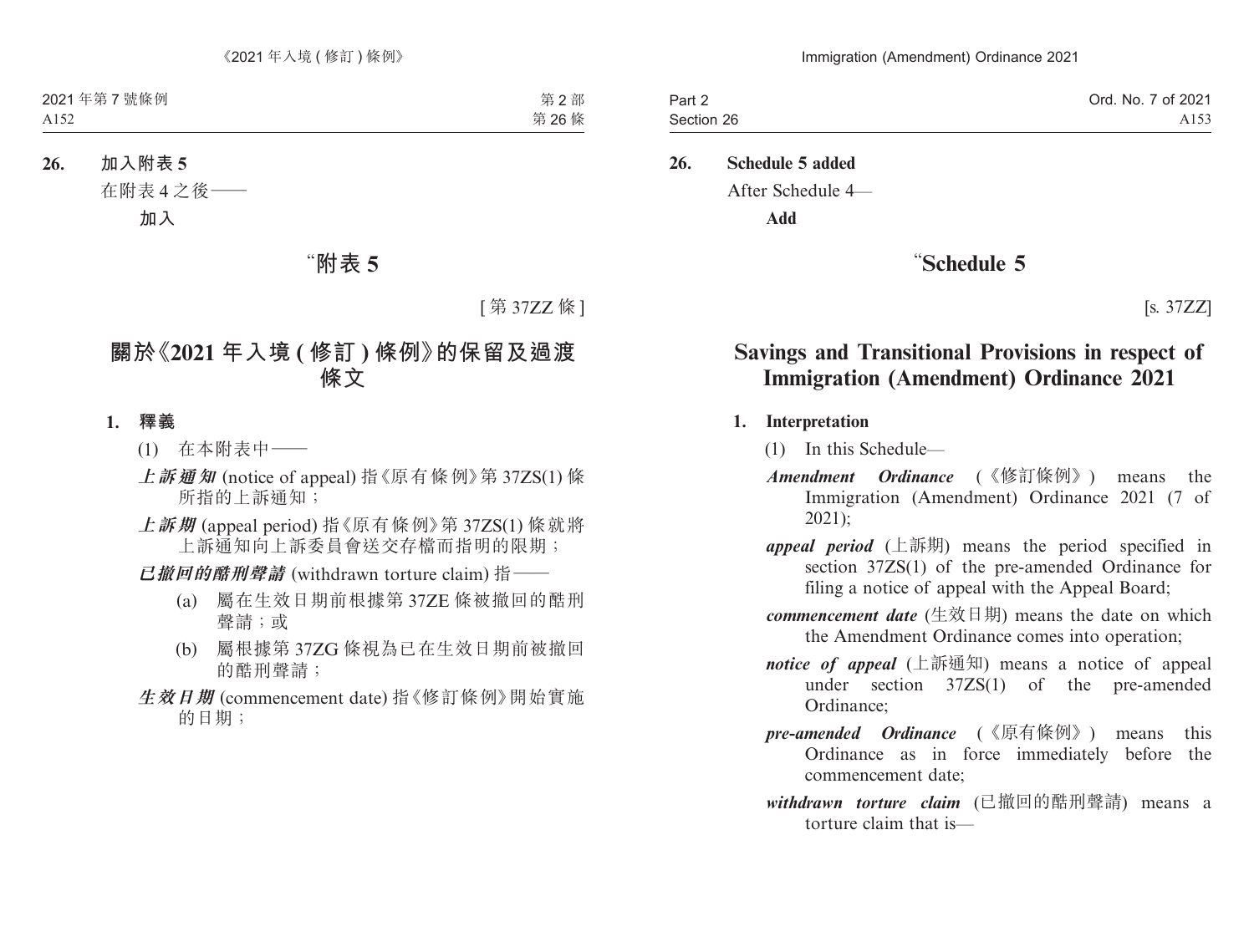**26. 加入附表 5**

在附表 4 之後——

**加入**

# “附表 5

[ 第 37ZZ 條 ]

## 關於《2021 年入境 ( 修訂 ) 條例》的保留及過渡條文

**1. 釋義**

(1) 在本附表中——

***上訴通知*** (notice of appeal) 指《原有條例》第 37ZS(1) 條所指的上訴通知；

***上訴期*** (appeal period) 指《原有條例》第 37ZS(1) 條就將上訴通知向上訴委員會送交存檔而指明的限期；

***已撤回的酷刑聲請*** (withdrawn torture claim) 指——

(a) 屬在生效日期前根據第 37ZE 條被撤回的酷刑聲請；或

(b) 屬根據第 37ZG 條視為已在生效日期前被撤回的酷刑聲請；

***生效日期*** (commencement date) 指《修訂條例》開始實施的日期；

**26. Schedule 5 added**

After Schedule 4—

**Add**

# “Schedule 5

[s. 37ZZ]

## Savings and Transitional Provisions in respect of Immigration (Amendment) Ordinance 2021

**1. Interpretation**

(1) In this Schedule—

***Amendment Ordinance*** (《修訂條例》) means the Immigration (Amendment) Ordinance 2021 (7 of 2021);

***appeal period*** (上訴期) means the period specified in section 37ZS(1) of the pre-amended Ordinance for filing a notice of appeal with the Appeal Board;

***commencement date*** (生效日期) means the date on which the Amendment Ordinance comes into operation;

***notice of appeal*** (上訴通知) means a notice of appeal under section 37ZS(1) of the pre-amended Ordinance;

***pre-amended Ordinance*** (《原有條例》) means this Ordinance as in force immediately before the commencement date;

***withdrawn torture claim*** (已撤回的酷刑聲請) means a torture claim that is—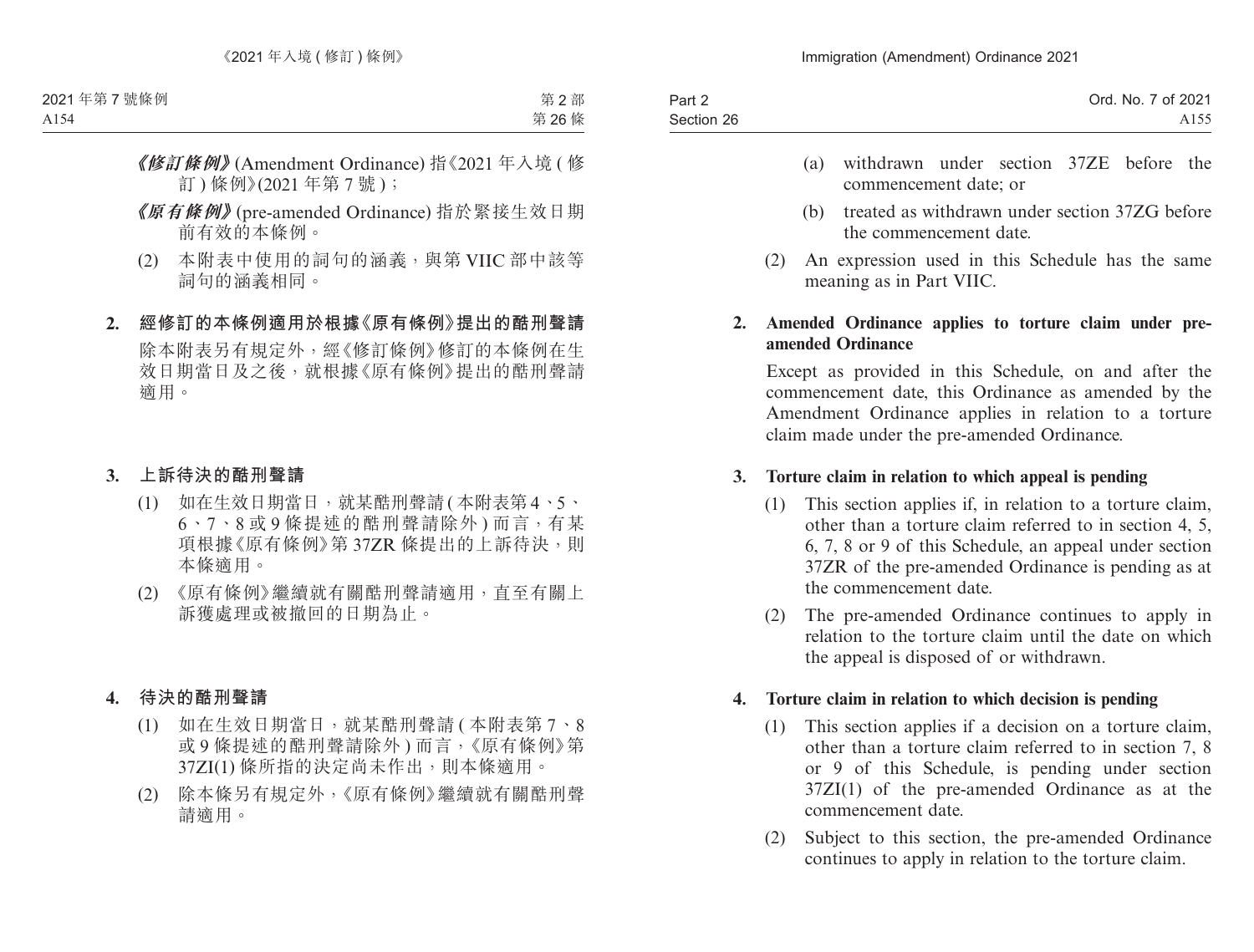***《修訂條例》***(Amendment Ordinance) 指《2021 年入境 ( 修訂 ) 條例》(2021 年第 7 號 )；

***《原有條例》***(pre-amended Ordinance) 指於緊接生效日期前有效的本條例。

(2) 本附表中使用的詞句的涵義，與第 VIIC 部中該等詞句的涵義相同。

**2. 經修訂的本條例適用於根據《原有條例》提出的酷刑聲請**

除本附表另有規定外，經《修訂條例》修訂的本條例在生效日期當日及之後，就根據《原有條例》提出的酷刑聲請適用。

**3. 上訴待決的酷刑聲請**

(1) 如在生效日期當日，就某酷刑聲請 ( 本附表第 4、5、6、7、8 或 9 條提述的酷刑聲請除外 ) 而言，有某項根據《原有條例》第 37ZR 條提出的上訴待決，則本條適用。

(2) 《原有條例》繼續就有關酷刑聲請適用，直至有關上訴獲處理或被撤回的日期為止。

**4. 待決的酷刑聲請**

(1) 如在生效日期當日，就某酷刑聲請 ( 本附表第 7、8 或 9 條提述的酷刑聲請除外 ) 而言，《原有條例》第 37ZI(1) 條所指的決定尚未作出，則本條適用。

(2) 除本條另有規定外，《原有條例》繼續就有關酷刑聲請適用。

(a) withdrawn under section 37ZE before the commencement date; or

(b) treated as withdrawn under section 37ZG before the commencement date.

(2) An expression used in this Schedule has the same meaning as in Part VIIC.

**2. Amended Ordinance applies to torture claim under pre-amended Ordinance**

Except as provided in this Schedule, on and after the commencement date, this Ordinance as amended by the Amendment Ordinance applies in relation to a torture claim made under the pre-amended Ordinance.

**3. Torture claim in relation to which appeal is pending**

(1) This section applies if, in relation to a torture claim, other than a torture claim referred to in section 4, 5, 6, 7, 8 or 9 of this Schedule, an appeal under section 37ZR of the pre-amended Ordinance is pending as at the commencement date.

(2) The pre-amended Ordinance continues to apply in relation to the torture claim until the date on which the appeal is disposed of or withdrawn.

**4. Torture claim in relation to which decision is pending**

(1) This section applies if a decision on a torture claim, other than a torture claim referred to in section 7, 8 or 9 of this Schedule, is pending under section 37ZI(1) of the pre-amended Ordinance as at the commencement date.

(2) Subject to this section, the pre-amended Ordinance continues to apply in relation to the torture claim.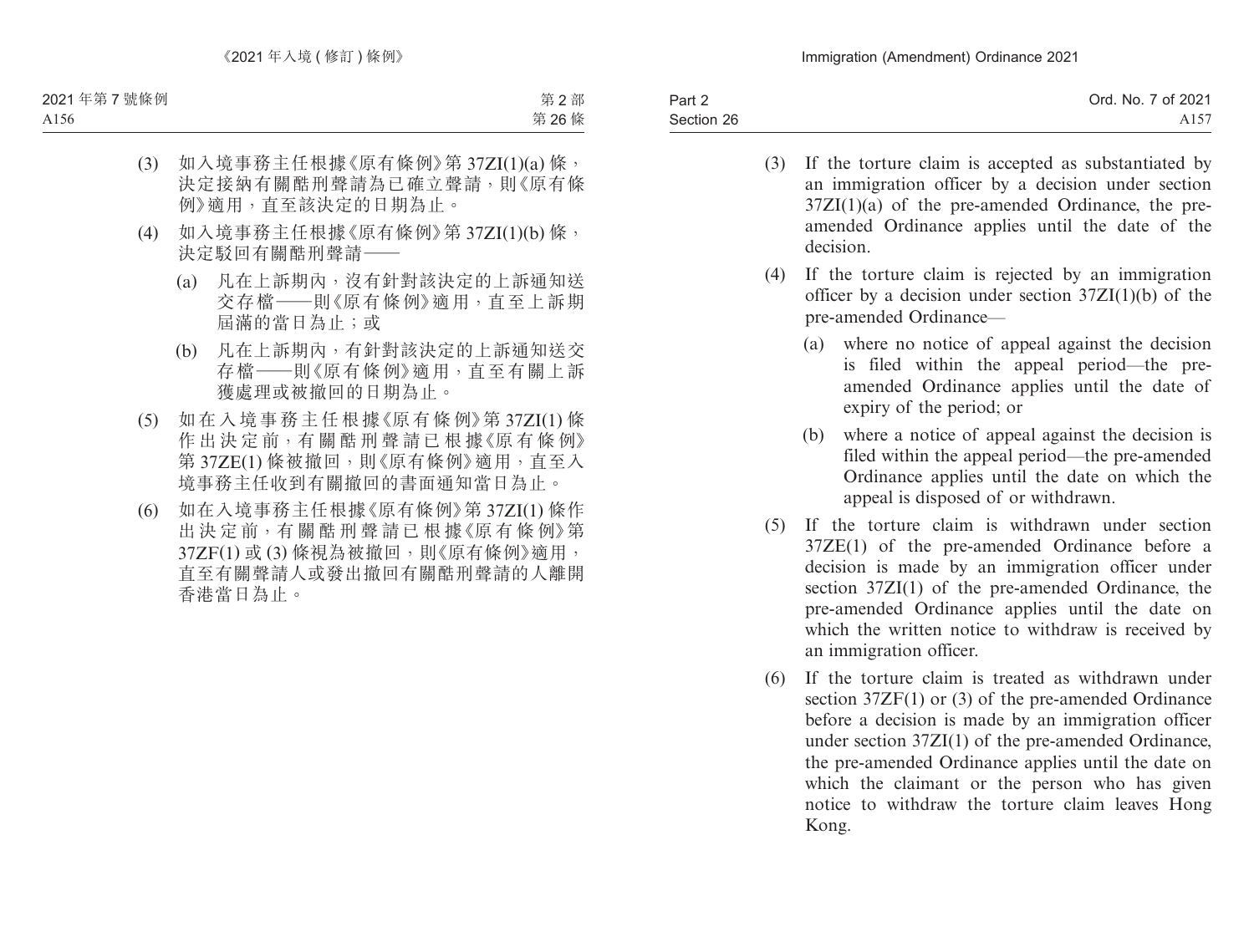(3) 如入境事務主任根據《原有條例》第 37ZI(1)(a) 條，決定接納有關酷刑聲請為已確立聲請，則《原有條例》適用，直至該決定的日期為止。

(4) 如入境事務主任根據《原有條例》第 37ZI(1)(b) 條，決定駁回有關酷刑聲請——

(a) 凡在上訴期內，沒有針對該決定的上訴通知送交存檔——則《原有條例》適用，直至上訴期屆滿的當日為止；或

(b) 凡在上訴期內，有針對該決定的上訴通知送交存檔——則《原有條例》適用，直至有關上訴獲處理或被撤回的日期為止。

(5) 如在入境事務主任根據《原有條例》第 37ZI(1) 條作出決定前，有關酷刑聲請已根據《原有條例》第 37ZE(1) 條被撤回，則《原有條例》適用，直至入境事務主任收到有關撤回的書面通知當日為止。

(6) 如在入境事務主任根據《原有條例》第 37ZI(1) 條作出決定前，有關酷刑聲請已根據《原有條例》第 37ZF(1) 或 (3) 條視為被撤回，則《原有條例》適用，直至有關聲請人或發出撤回有關酷刑聲請的人離開香港當日為止。

(3) If the torture claim is accepted as substantiated by an immigration officer by a decision under section 37ZI(1)(a) of the pre-amended Ordinance, the pre-amended Ordinance applies until the date of the decision.

(4) If the torture claim is rejected by an immigration officer by a decision under section 37ZI(1)(b) of the pre-amended Ordinance—

(a) where no notice of appeal against the decision is filed within the appeal period—the pre-amended Ordinance applies until the date of expiry of the period; or

(b) where a notice of appeal against the decision is filed within the appeal period—the pre-amended Ordinance applies until the date on which the appeal is disposed of or withdrawn.

(5) If the torture claim is withdrawn under section 37ZE(1) of the pre-amended Ordinance before a decision is made by an immigration officer under section 37ZI(1) of the pre-amended Ordinance, the pre-amended Ordinance applies until the date on which the written notice to withdraw is received by an immigration officer.

(6) If the torture claim is treated as withdrawn under section 37ZF(1) or (3) of the pre-amended Ordinance before a decision is made by an immigration officer under section 37ZI(1) of the pre-amended Ordinance, the pre-amended Ordinance applies until the date on which the claimant or the person who has given notice to withdraw the torture claim leaves Hong Kong.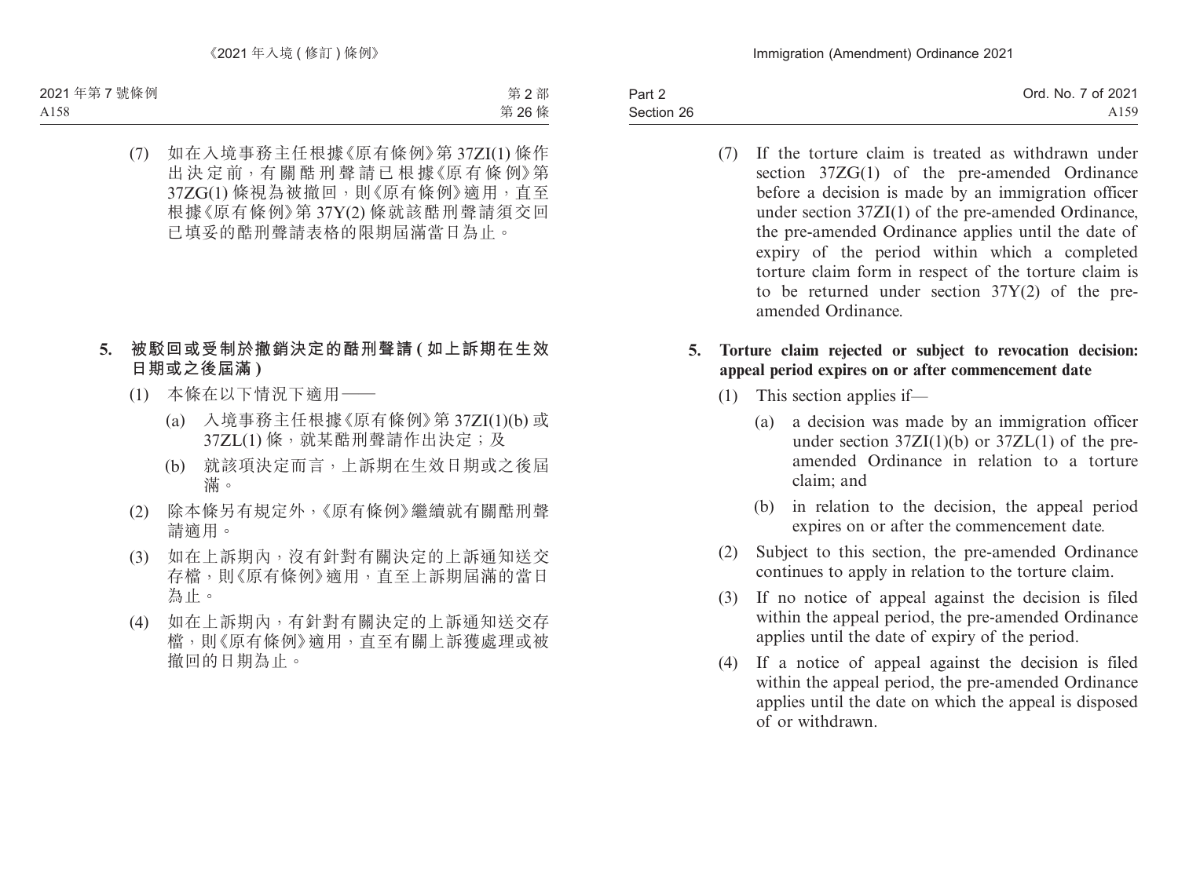(7) 如在入境事務主任根據《原有條例》第 37ZI(1) 條作出決定前，有關酷刑聲請已根據《原有條例》第 37ZG(1) 條視為被撤回，則《原有條例》適用，直至根據《原有條例》第 37Y(2) 條就該酷刑聲請須交回已填妥的酷刑聲請表格的限期屆滿當日為止。

**5. 被駁回或受制於撤銷決定的酷刑聲請 (如上訴期在生效日期或之後屆滿)**

(1) 本條在以下情況下適用——

(a) 入境事務主任根據《原有條例》第 37ZI(1)(b) 或 37ZL(1) 條，就某酷刑聲請作出決定；及

(b) 就該項決定而言，上訴期在生效日期或之後屆滿。

(2) 除本條另有規定外，《原有條例》繼續就有關酷刑聲請適用。

(3) 如在上訴期內，沒有針對有關決定的上訴通知送交存檔，則《原有條例》適用，直至上訴期屆滿的當日為止。

(4) 如在上訴期內，有針對有關決定的上訴通知送交存檔，則《原有條例》適用，直至有關上訴獲處理或被撤回的日期為止。

(7) If the torture claim is treated as withdrawn under section 37ZG(1) of the pre-amended Ordinance before a decision is made by an immigration officer under section 37ZI(1) of the pre-amended Ordinance, the pre-amended Ordinance applies until the date of expiry of the period within which a completed torture claim form in respect of the torture claim is to be returned under section 37Y(2) of the pre-amended Ordinance.

**5. Torture claim rejected or subject to revocation decision: appeal period expires on or after commencement date**

(1) This section applies if—

(a) a decision was made by an immigration officer under section 37ZI(1)(b) or 37ZL(1) of the pre-amended Ordinance in relation to a torture claim; and

(b) in relation to the decision, the appeal period expires on or after the commencement date.

(2) Subject to this section, the pre-amended Ordinance continues to apply in relation to the torture claim.

(3) If no notice of appeal against the decision is filed within the appeal period, the pre-amended Ordinance applies until the date of expiry of the period.

(4) If a notice of appeal against the decision is filed within the appeal period, the pre-amended Ordinance applies until the date on which the appeal is disposed of or withdrawn.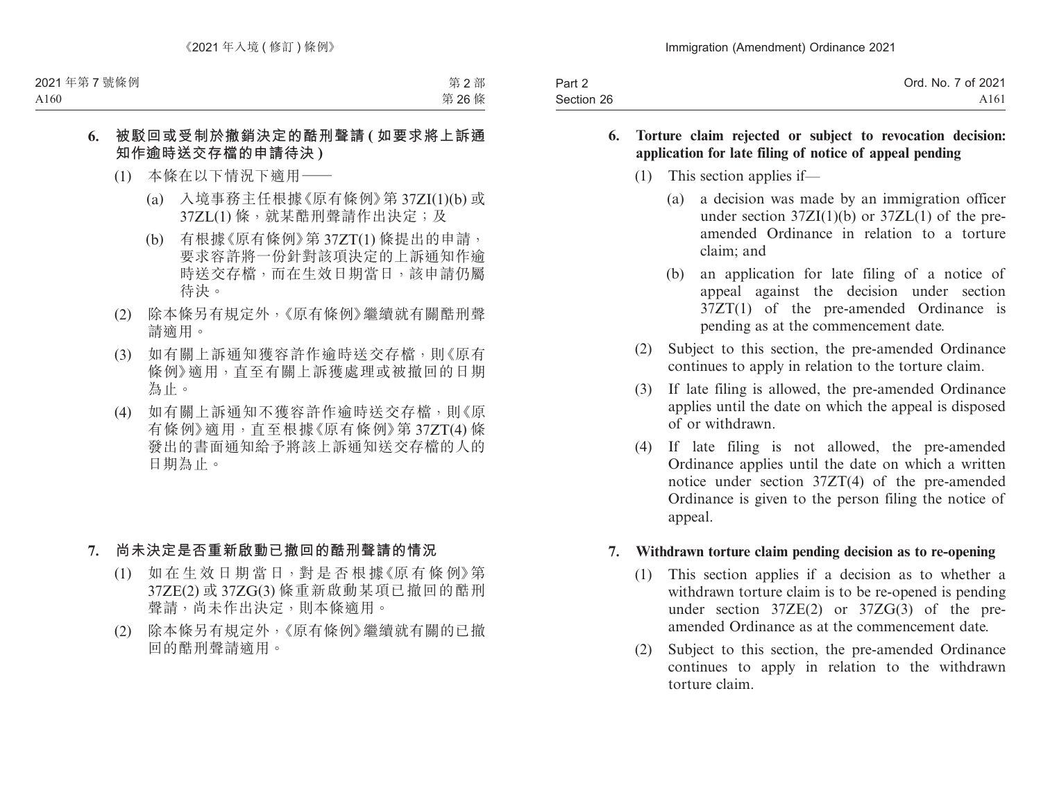**6. 被駁回或受制於撤銷決定的酷刑聲請 ( 如要求將上訴通知作逾時送交存檔的申請待決 )**

(1) 本條在以下情況下適用——

(a) 入境事務主任根據《原有條例》第 37ZI(1)(b) 或 37ZL(1) 條，就某酷刑聲請作出決定；及

(b) 有根據《原有條例》第 37ZT(1) 條提出的申請，要求容許將一份針對該項決定的上訴通知作逾時送交存檔，而在生效日期當日，該申請仍屬待決。

(2) 除本條另有規定外，《原有條例》繼續就有關酷刑聲請適用。

(3) 如有關上訴通知獲容許作逾時送交存檔，則《原有條例》適用，直至有關上訴獲處理或被撤回的日期為止。

(4) 如有關上訴通知不獲容許作逾時送交存檔，則《原有條例》適用，直至根據《原有條例》第 37ZT(4) 條發出的書面通知給予將該上訴通知送交存檔的人的日期為止。

**7. 尚未決定是否重新啟動已撤回的酷刑聲請的情況**

(1) 如在生效日期當日，對是否根據《原有條例》第 37ZE(2) 或 37ZG(3) 條重新啟動某項已撤回的酷刑聲請，尚未作出決定，則本條適用。

(2) 除本條另有規定外，《原有條例》繼續就有關的已撤回的酷刑聲請適用。

**6. Torture claim rejected or subject to revocation decision: application for late filing of notice of appeal pending**

(1) This section applies if—

(a) a decision was made by an immigration officer under section 37ZI(1)(b) or 37ZL(1) of the pre-amended Ordinance in relation to a torture claim; and

(b) an application for late filing of a notice of appeal against the decision under section 37ZT(1) of the pre-amended Ordinance is pending as at the commencement date.

(2) Subject to this section, the pre-amended Ordinance continues to apply in relation to the torture claim.

(3) If late filing is allowed, the pre-amended Ordinance applies until the date on which the appeal is disposed of or withdrawn.

(4) If late filing is not allowed, the pre-amended Ordinance applies until the date on which a written notice under section 37ZT(4) of the pre-amended Ordinance is given to the person filing the notice of appeal.

**7. Withdrawn torture claim pending decision as to re-opening**

(1) This section applies if a decision as to whether a withdrawn torture claim is to be re-opened is pending under section 37ZE(2) or 37ZG(3) of the pre-amended Ordinance as at the commencement date.

(2) Subject to this section, the pre-amended Ordinance continues to apply in relation to the withdrawn torture claim.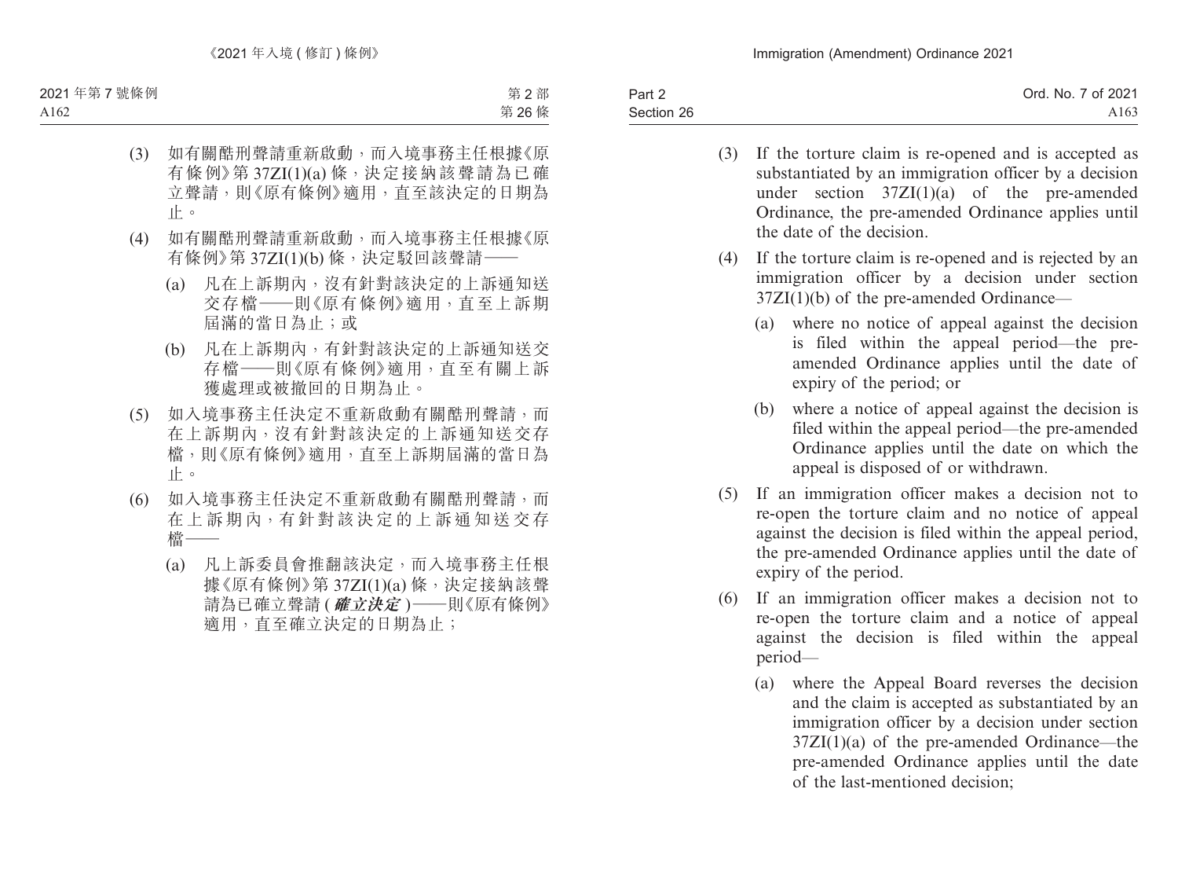(3) 如有關酷刑聲請重新啟動，而入境事務主任根據《原有條例》第 37ZI(1)(a) 條，決定接納該聲請為已確立聲請，則《原有條例》適用，直至該決定的日期為止。

(4) 如有關酷刑聲請重新啟動，而入境事務主任根據《原有條例》第 37ZI(1)(b) 條，決定駁回該聲請——

  (a) 凡在上訴期內，沒有針對該決定的上訴通知送交存檔——則《原有條例》適用，直至上訴期屆滿的當日為止；或

  (b) 凡在上訴期內，有針對該決定的上訴通知送交存檔——則《原有條例》適用，直至有關上訴獲處理或被撤回的日期為止。

(5) 如入境事務主任決定不重新啟動有關酷刑聲請，而在上訴期內，沒有針對該決定的上訴通知送交存檔，則《原有條例》適用，直至上訴期屆滿的當日為止。

(6) 如入境事務主任決定不重新啟動有關酷刑聲請，而在上訴期內，有針對該決定的上訴通知送交存檔——

  (a) 凡上訴委員會推翻該決定，而入境事務主任根據《原有條例》第 37ZI(1)(a) 條，決定接納該聲請為已確立聲請 (***確立決定***)——則《原有條例》適用，直至確立決定的日期為止；

(3) If the torture claim is re-opened and is accepted as substantiated by an immigration officer by a decision under section 37ZI(1)(a) of the pre-amended Ordinance, the pre-amended Ordinance applies until the date of the decision.

(4) If the torture claim is re-opened and is rejected by an immigration officer by a decision under section 37ZI(1)(b) of the pre-amended Ordinance—

  (a) where no notice of appeal against the decision is filed within the appeal period—the pre-amended Ordinance applies until the date of expiry of the period; or

  (b) where a notice of appeal against the decision is filed within the appeal period—the pre-amended Ordinance applies until the date on which the appeal is disposed of or withdrawn.

(5) If an immigration officer makes a decision not to re-open the torture claim and no notice of appeal against the decision is filed within the appeal period, the pre-amended Ordinance applies until the date of expiry of the period.

(6) If an immigration officer makes a decision not to re-open the torture claim and a notice of appeal against the decision is filed within the appeal period—

  (a) where the Appeal Board reverses the decision and the claim is accepted as substantiated by an immigration officer by a decision under section 37ZI(1)(a) of the pre-amended Ordinance—the pre-amended Ordinance applies until the date of the last-mentioned decision;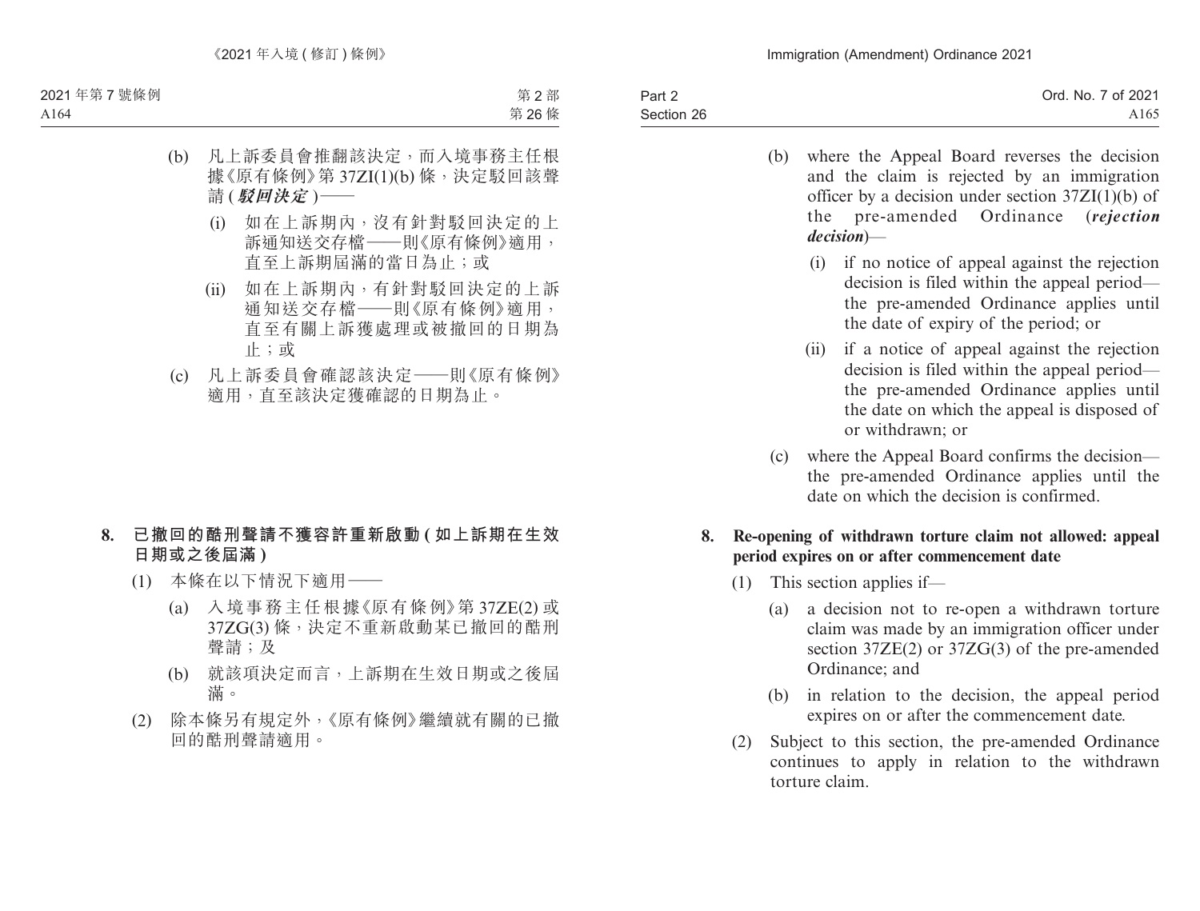(b) 凡上訴委員會推翻該決定，而入境事務主任根據《原有條例》第 37ZI(1)(b) 條，決定駁回該聲請 (***駁回決定***)——

(i) 如在上訴期內，沒有針對駁回決定的上訴通知送交存檔——則《原有條例》適用，直至上訴期屆滿的當日為止；或

(ii) 如在上訴期內，有針對駁回決定的上訴通知送交存檔——則《原有條例》適用，直至有關上訴獲處理或被撤回的日期為止；或

(c) 凡上訴委員會確認該決定——則《原有條例》適用，直至該決定獲確認的日期為止。

**8. 已撤回的酷刑聲請不獲容許重新啟動 (如上訴期在生效日期或之後屆滿)**

(1) 本條在以下情況下適用——

(a) 入境事務主任根據《原有條例》第 37ZE(2) 或 37ZG(3) 條，決定不重新啟動某已撤回的酷刑聲請；及

(b) 就該項決定而言，上訴期在生效日期或之後屆滿。

(2) 除本條另有規定外，《原有條例》繼續就有關的已撤回的酷刑聲請適用。

(b) where the Appeal Board reverses the decision and the claim is rejected by an immigration officer by a decision under section 37ZI(1)(b) of the pre-amended Ordinance (***rejection decision***)—

(i) if no notice of appeal against the rejection decision is filed within the appeal period—the pre-amended Ordinance applies until the date of expiry of the period; or

(ii) if a notice of appeal against the rejection decision is filed within the appeal period—the pre-amended Ordinance applies until the date on which the appeal is disposed of or withdrawn; or

(c) where the Appeal Board confirms the decision—the pre-amended Ordinance applies until the date on which the decision is confirmed.

**8. Re-opening of withdrawn torture claim not allowed: appeal period expires on or after commencement date**

(1) This section applies if—

(a) a decision not to re-open a withdrawn torture claim was made by an immigration officer under section 37ZE(2) or 37ZG(3) of the pre-amended Ordinance; and

(b) in relation to the decision, the appeal period expires on or after the commencement date.

(2) Subject to this section, the pre-amended Ordinance continues to apply in relation to the withdrawn torture claim.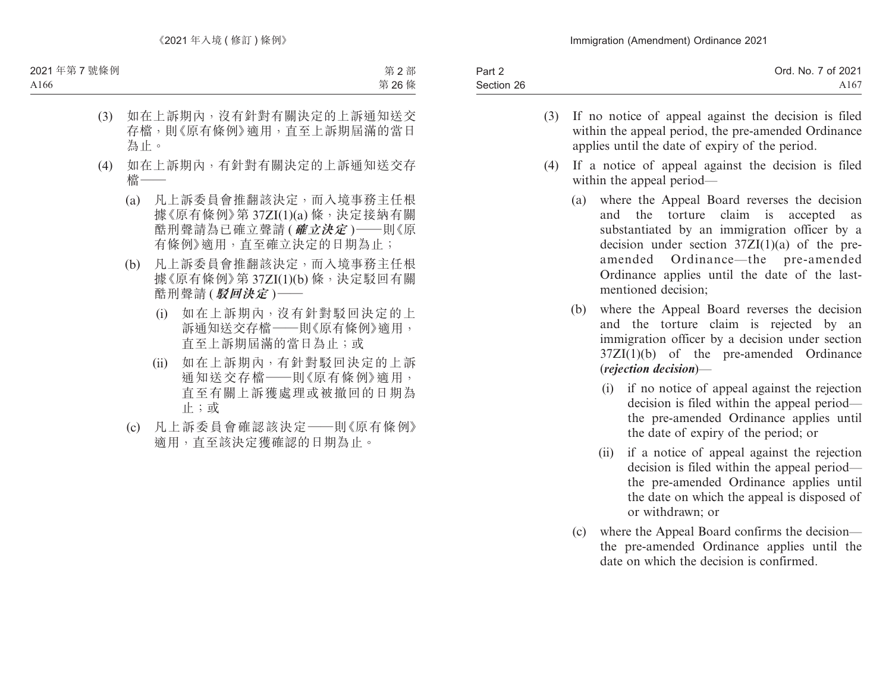(3) 如在上訴期內，沒有針對有關決定的上訴通知送交存檔，則《原有條例》適用，直至上訴期屆滿的當日為止。

(4) 如在上訴期內，有針對有關決定的上訴通知送交存檔——

(a) 凡上訴委員會推翻該決定，而入境事務主任根據《原有條例》第 37ZI(1)(a) 條，決定接納有關酷刑聲請為已確立聲請 (***確立決定***)——則《原有條例》適用，直至確立決定的日期為止；

(b) 凡上訴委員會推翻該決定，而入境事務主任根據《原有條例》第 37ZI(1)(b) 條，決定駁回有關酷刑聲請 (***駁回決定***)——

(i) 如在上訴期內，沒有針對駁回決定的上訴通知送交存檔——則《原有條例》適用，直至上訴期屆滿的當日為止；或

(ii) 如在上訴期內，有針對駁回決定的上訴通知送交存檔——則《原有條例》適用，直至有關上訴獲處理或被撤回的日期為止；或

(c) 凡上訴委員會確認該決定——則《原有條例》適用，直至該決定獲確認的日期為止。

(3) If no notice of appeal against the decision is filed within the appeal period, the pre-amended Ordinance applies until the date of expiry of the period.

(4) If a notice of appeal against the decision is filed within the appeal period—

(a) where the Appeal Board reverses the decision and the torture claim is accepted as substantiated by an immigration officer by a decision under section 37ZI(1)(a) of the pre-amended Ordinance—the pre-amended Ordinance applies until the date of the last-mentioned decision;

(b) where the Appeal Board reverses the decision and the torture claim is rejected by an immigration officer by a decision under section 37ZI(1)(b) of the pre-amended Ordinance (***rejection decision***)—

(i) if no notice of appeal against the rejection decision is filed within the appeal period—the pre-amended Ordinance applies until the date of expiry of the period; or

(ii) if a notice of appeal against the rejection decision is filed within the appeal period—the pre-amended Ordinance applies until the date on which the appeal is disposed of or withdrawn; or

(c) where the Appeal Board confirms the decision—the pre-amended Ordinance applies until the date on which the decision is confirmed.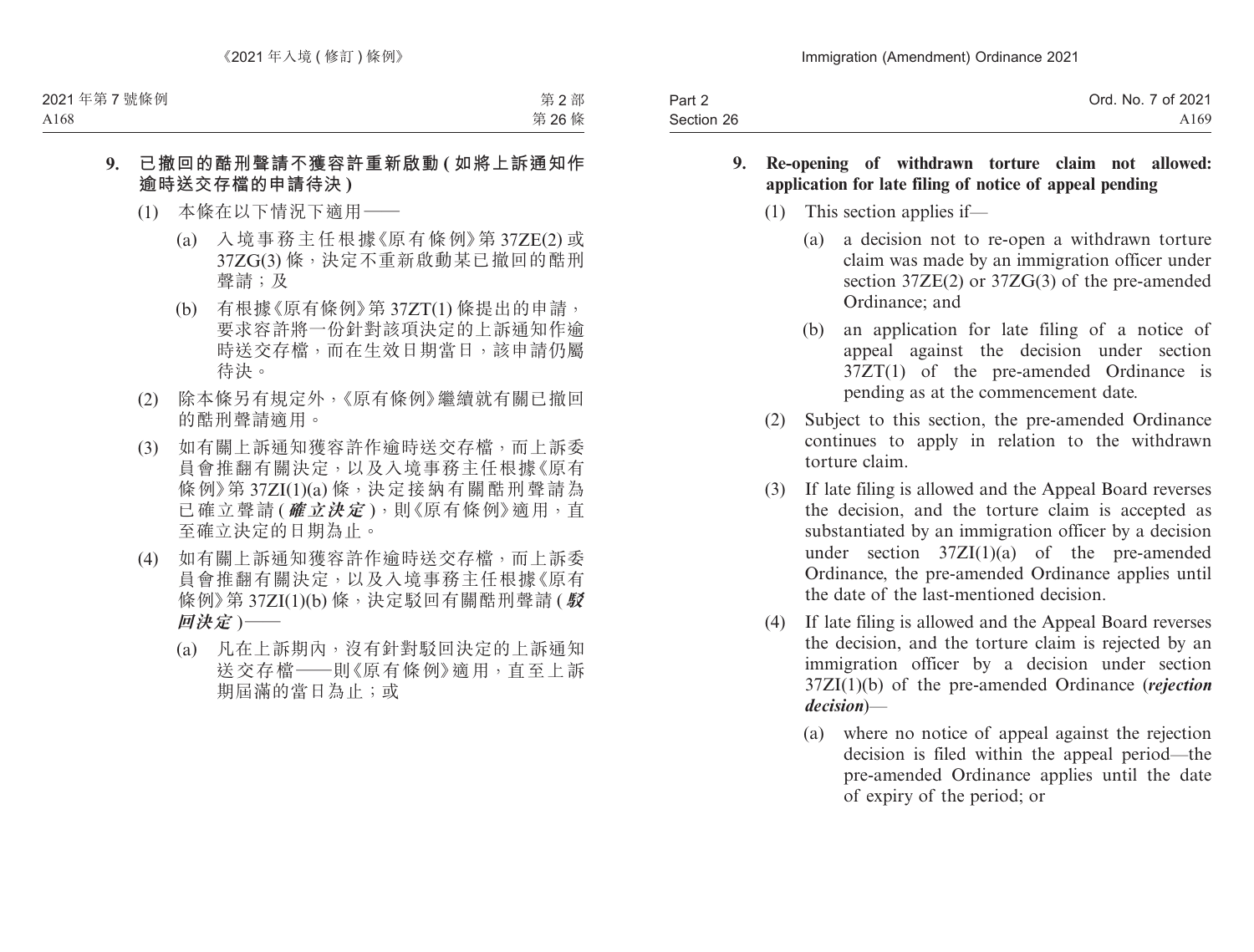**9. 已撤回的酷刑聲請不獲容許重新啟動 (如將上訴通知作逾時送交存檔的申請待決)**

(1) 本條在以下情況下適用——

(a) 入境事務主任根據《原有條例》第 37ZE(2) 或 37ZG(3) 條，決定不重新啟動某已撤回的酷刑聲請；及

(b) 有根據《原有條例》第 37ZT(1) 條提出的申請，要求容許將一份針對該項決定的上訴通知作逾時送交存檔，而在生效日期當日，該申請仍屬待決。

(2) 除本條另有規定外，《原有條例》繼續就有關已撤回的酷刑聲請適用。

(3) 如有關上訴通知獲容許作逾時送交存檔，而上訴委員會推翻有關決定，以及入境事務主任根據《原有條例》第 37ZI(1)(a) 條，決定接納有關酷刑聲請為已確立聲請 (***確立決定***)，則《原有條例》適用，直至確立決定的日期為止。

(4) 如有關上訴通知獲容許作逾時送交存檔，而上訴委員會推翻有關決定，以及入境事務主任根據《原有條例》第 37ZI(1)(b) 條，決定駁回有關酷刑聲請 (***駁回決定***)——

(a) 凡在上訴期內，沒有針對駁回決定的上訴通知送交存檔——則《原有條例》適用，直至上訴期屆滿的當日為止；或

**9. Re-opening of withdrawn torture claim not allowed: application for late filing of notice of appeal pending**

(1) This section applies if—

(a) a decision not to re-open a withdrawn torture claim was made by an immigration officer under section 37ZE(2) or 37ZG(3) of the pre-amended Ordinance; and

(b) an application for late filing of a notice of appeal against the decision under section 37ZT(1) of the pre-amended Ordinance is pending as at the commencement date.

(2) Subject to this section, the pre-amended Ordinance continues to apply in relation to the withdrawn torture claim.

(3) If late filing is allowed and the Appeal Board reverses the decision, and the torture claim is accepted as substantiated by an immigration officer by a decision under section 37ZI(1)(a) of the pre-amended Ordinance, the pre-amended Ordinance applies until the date of the last-mentioned decision.

(4) If late filing is allowed and the Appeal Board reverses the decision, and the torture claim is rejected by an immigration officer by a decision under section 37ZI(1)(b) of the pre-amended Ordinance (***rejection decision***)—

(a) where no notice of appeal against the rejection decision is filed within the appeal period—the pre-amended Ordinance applies until the date of expiry of the period; or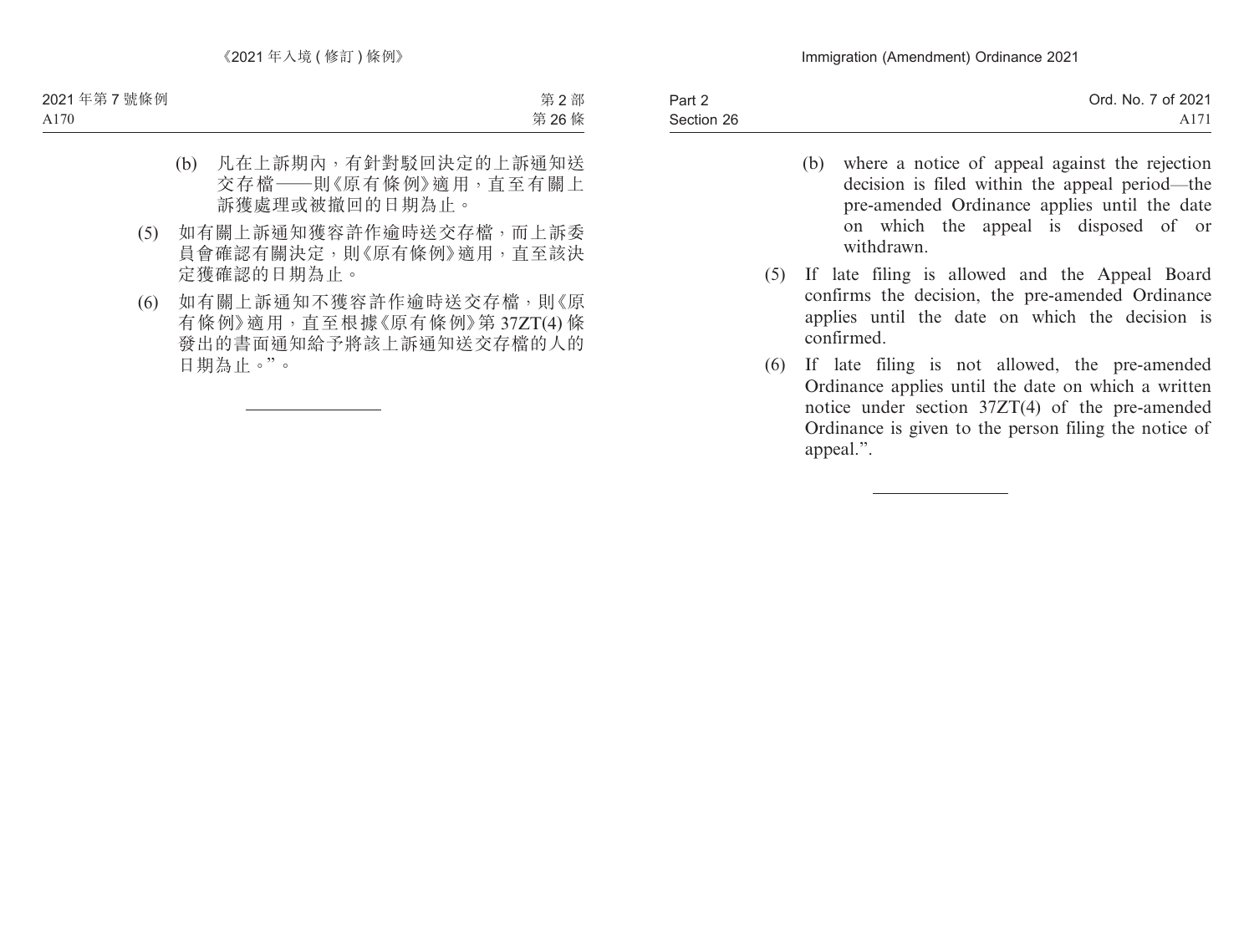(b) 凡在上訴期內，有針對駁回決定的上訴通知送交存檔——則《原有條例》適用，直至有關上訴獲處理或被撤回的日期為止。

(5) 如有關上訴通知獲容許作逾時送交存檔，而上訴委員會確認有關決定，則《原有條例》適用，直至該決定獲確認的日期為止。

(6) 如有關上訴通知不獲容許作逾時送交存檔，則《原有條例》適用，直至根據《原有條例》第 37ZT(4) 條發出的書面通知給予將該上訴通知送交存檔的人的日期為止。”。

---

(b) where a notice of appeal against the rejection decision is filed within the appeal period—the pre-amended Ordinance applies until the date on which the appeal is disposed of or withdrawn.

(5) If late filing is allowed and the Appeal Board confirms the decision, the pre-amended Ordinance applies until the date on which the decision is confirmed.

(6) If late filing is not allowed, the pre-amended Ordinance applies until the date on which a written notice under section 37ZT(4) of the pre-amended Ordinance is given to the person filing the notice of appeal.”.

---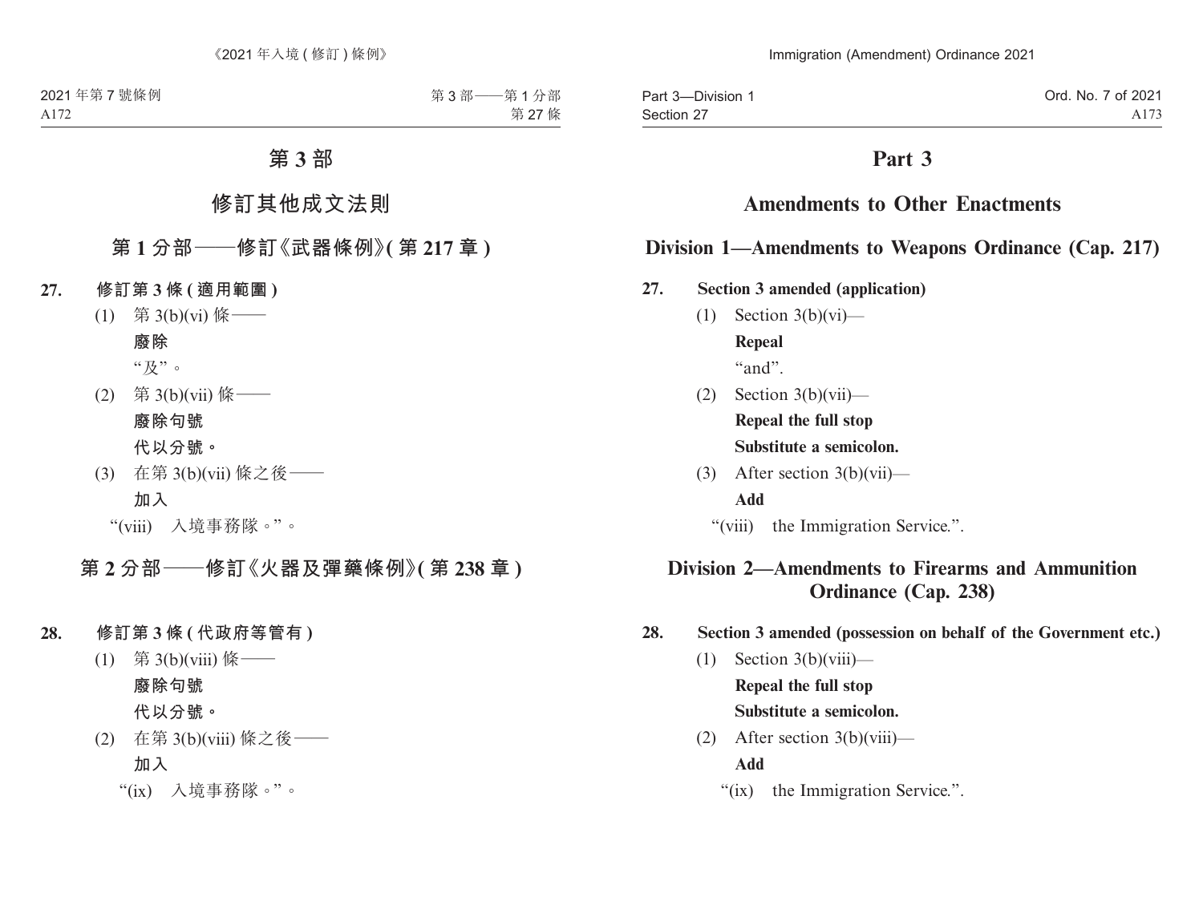# 第 3 部

## 修訂其他成文法則

### 第 1 分部——修訂《武器條例》( 第 217 章 )

**27. 修訂第 3 條 ( 適用範圍 )**

(1) 第 3(b)(vi) 條——

**廢除**

"及"。

(2) 第 3(b)(vii) 條——

**廢除句號**

**代以分號。**

(3) 在第 3(b)(vii) 條之後——

**加入**

"(viii) 入境事務隊。"。

### 第 2 分部——修訂《火器及彈藥條例》( 第 238 章 )

**28. 修訂第 3 條 ( 代政府等管有 )**

(1) 第 3(b)(viii) 條——

**廢除句號**

**代以分號。**

(2) 在第 3(b)(viii) 條之後——

**加入**

"(ix) 入境事務隊。"。

# Part 3

## Amendments to Other Enactments

### Division 1—Amendments to Weapons Ordinance (Cap. 217)

**27. Section 3 amended (application)**

(1) Section 3(b)(vi)—

**Repeal**

"and".

(2) Section 3(b)(vii)—

**Repeal the full stop**

**Substitute a semicolon.**

(3) After section 3(b)(vii)—

**Add**

"(viii) the Immigration Service.".

### Division 2—Amendments to Firearms and Ammunition Ordinance (Cap. 238)

**28. Section 3 amended (possession on behalf of the Government etc.)**

(1) Section 3(b)(viii)—

**Repeal the full stop**

**Substitute a semicolon.**

(2) After section 3(b)(viii)—

**Add**

"(ix) the Immigration Service.".